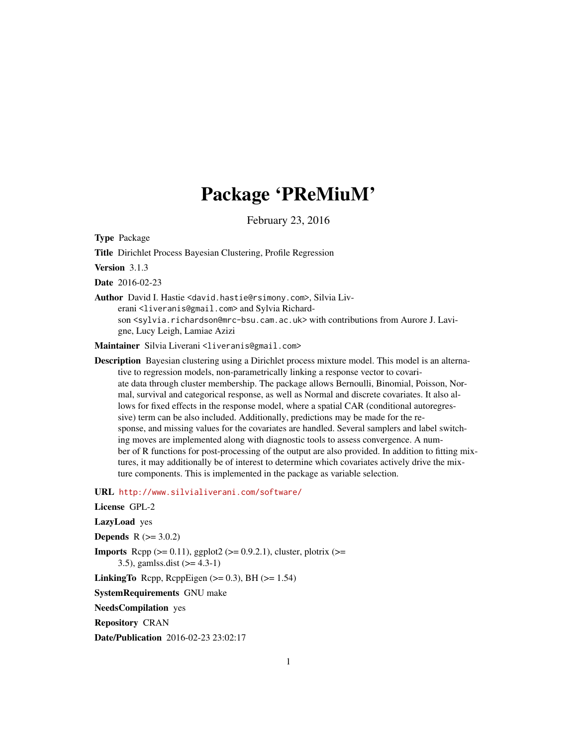# Package 'PReMiuM'

February 23, 2016

**Type** Package

**Title** Dirichlet Process Bayesian Clustering, Profile Regression

**Version** 3.1.3

**Date** 2016-02-23

**Author** David I. Hastie <david.hastie@rsimony.com>, Silvia Liverani <liveranis@gmail.com> and Sylvia Richardson <sylvia.richardson@mrc-bsu.cam.ac.uk> with contributions from Aurore J. Lavigne, Lucy Leigh, Lamiae Azizi

**Maintainer** Silvia Liverani <liveranis@gmail.com>

**Description** Bayesian clustering using a Dirichlet process mixture model. This model is an alternative to regression models, non-parametrically linking a response vector to covariate data through cluster membership. The package allows Bernoulli, Binomial, Poisson, Normal, survival and categorical response, as well as Normal and discrete covariates. It also allows for fixed effects in the response model, where a spatial CAR (conditional autoregressive) term can be also included. Additionally, predictions may be made for the response, and missing values for the covariates are handled. Several samplers and label switching moves are implemented along with diagnostic tools to assess convergence. A number of R functions for post-processing of the output are also provided. In addition to fitting mixtures, it may additionally be of interest to determine which covariates actively drive the mixture components. This is implemented in the package as variable selection.

**URL** http://www.silvialiverani.com/software/

**License** GPL-2

**LazyLoad** yes

**Depends** R (>= 3.0.2)

**Imports** Rcpp (>= 0.11), ggplot2 (>= 0.9.2.1), cluster, plotrix (>= 3.5), gamlss.dist (>= 4.3-1)

**LinkingTo** Rcpp, RcppEigen (>= 0.3), BH (>= 1.54)

**SystemRequirements** GNU make

**NeedsCompilation** yes

**Repository** CRAN

**Date/Publication** 2016-02-23 23:02:17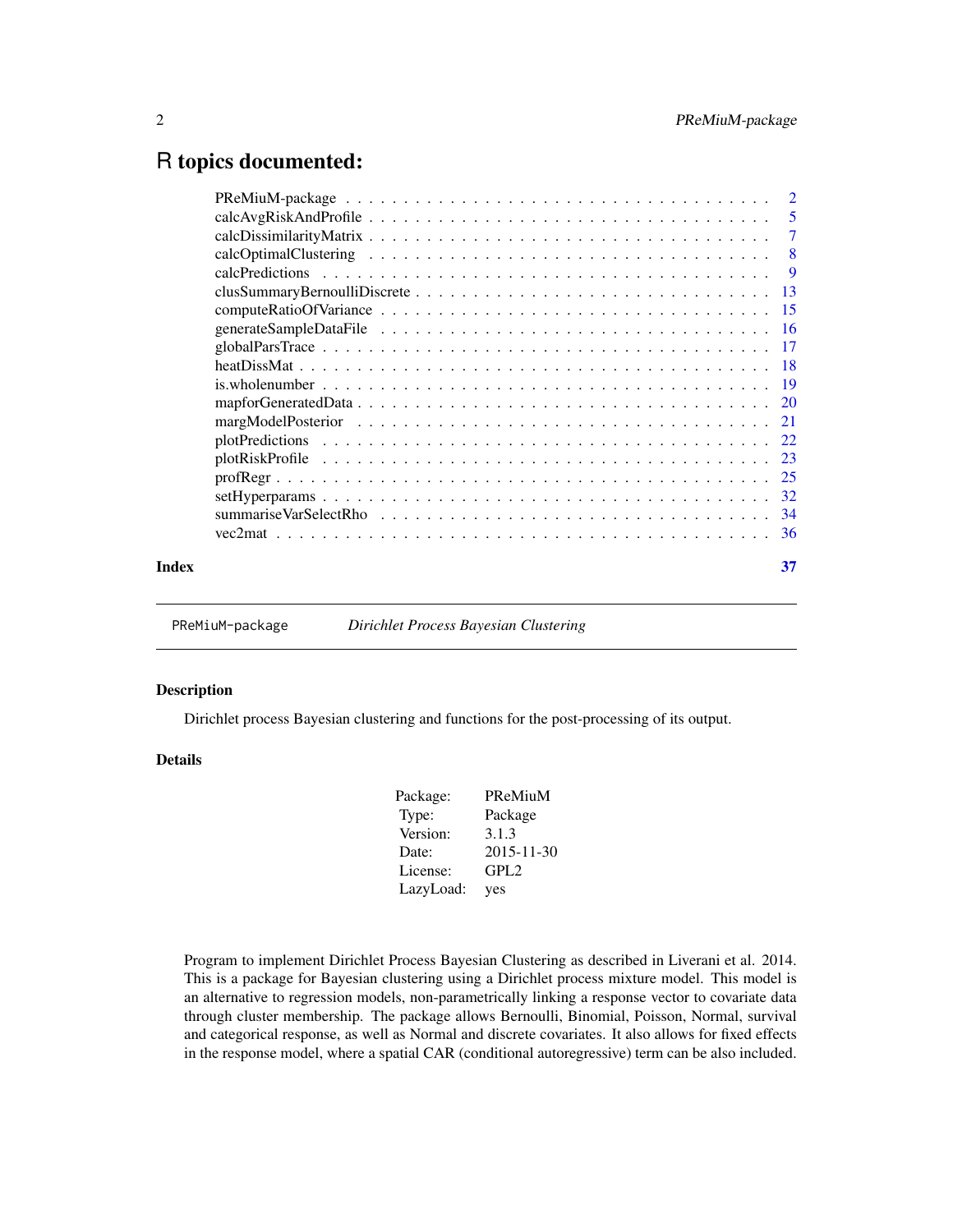# R topics documented:

| | |
|---|---|
| PReMiuM-package | 2 |
| calcAvgRiskAndProfile | 5 |
| calcDissimilarityMatrix | 7 |
| calcOptimalClustering | 8 |
| calcPredictions | 9 |
| clusSummaryBernoulliDiscrete | 13 |
| computeRatioOfVariance | 15 |
| generateSampleDataFile | 16 |
| globalParsTrace | 17 |
| heatDissMat | 18 |
| is.wholenumber | 19 |
| mapforGeneratedData | 20 |
| margModelPosterior | 21 |
| plotPredictions | 22 |
| plotRiskProfile | 23 |
| profRegr | 25 |
| setHyperparams | 32 |
| summariseVarSelectRho | 34 |
| vec2mat | 36 |
| **Index** | **37** |

---

PReMiuM-package — *Dirichlet Process Bayesian Clustering*

---

### Description

Dirichlet process Bayesian clustering and functions for the post-processing of its output.

### Details

| | |
|---|---|
| Package: | PReMiuM |
| Type: | Package |
| Version: | 3.1.3 |
| Date: | 2015-11-30 |
| License: | GPL2 |
| LazyLoad: | yes |

Program to implement Dirichlet Process Bayesian Clustering as described in Liverani et al. 2014. This is a package for Bayesian clustering using a Dirichlet process mixture model. This model is an alternative to regression models, non-parametrically linking a response vector to covariate data through cluster membership. The package allows Bernoulli, Binomial, Poisson, Normal, survival and categorical response, as well as Normal and discrete covariates. It also allows for fixed effects in the response model, where a spatial CAR (conditional autoregressive) term can be also included.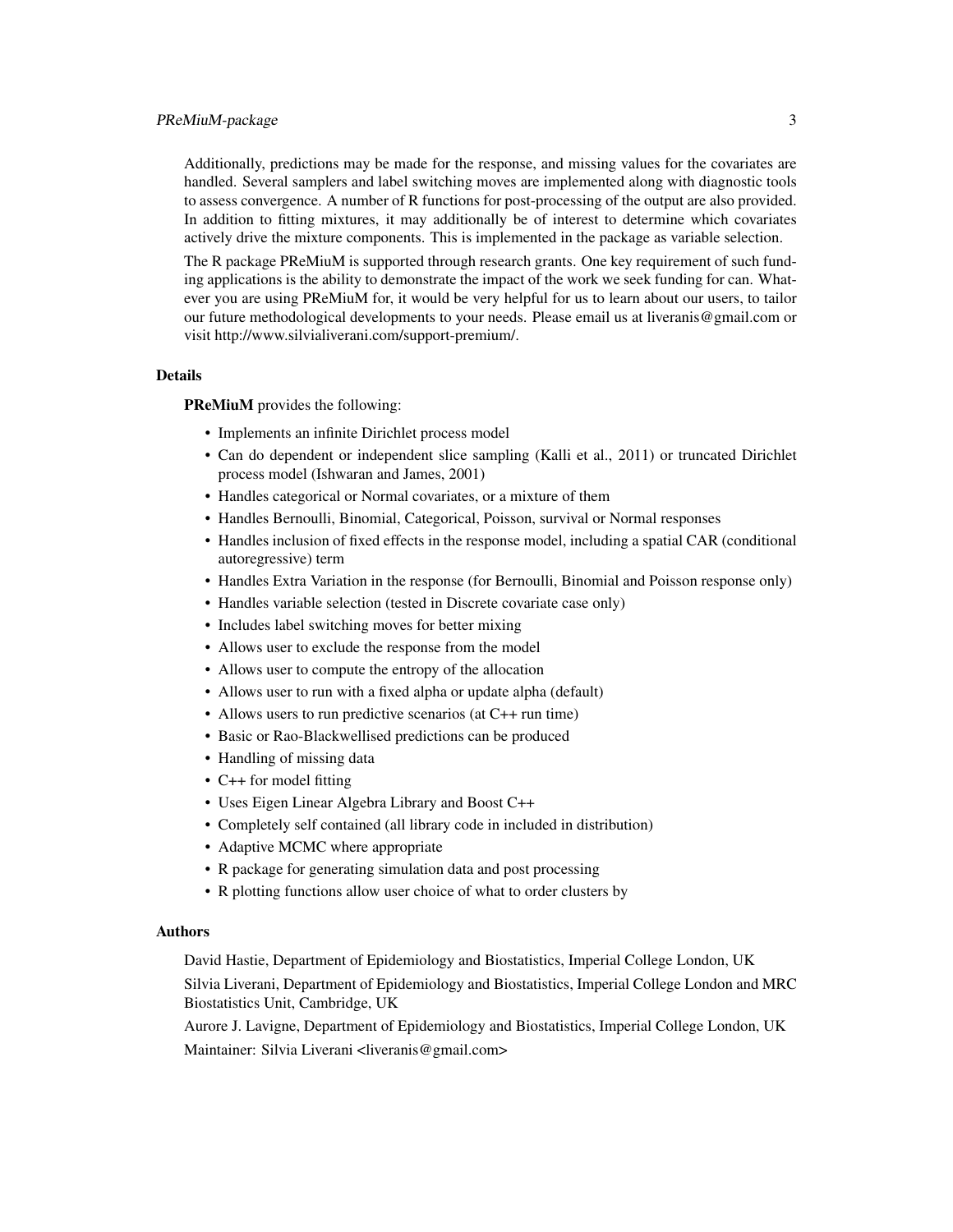Additionally, predictions may be made for the response, and missing values for the covariates are handled. Several samplers and label switching moves are implemented along with diagnostic tools to assess convergence. A number of R functions for post-processing of the output are also provided. In addition to fitting mixtures, it may additionally be of interest to determine which covariates actively drive the mixture components. This is implemented in the package as variable selection.

The R package PReMiuM is supported through research grants. One key requirement of such funding applications is the ability to demonstrate the impact of the work we seek funding for can. Whatever you are using PReMiuM for, it would be very helpful for us to learn about our users, to tailor our future methodological developments to your needs. Please email us at liveranis@gmail.com or visit http://www.silvialiverani.com/support-premium/.

### Details

**PReMiuM** provides the following:

- Implements an infinite Dirichlet process model
- Can do dependent or independent slice sampling (Kalli et al., 2011) or truncated Dirichlet process model (Ishwaran and James, 2001)
- Handles categorical or Normal covariates, or a mixture of them
- Handles Bernoulli, Binomial, Categorical, Poisson, survival or Normal responses
- Handles inclusion of fixed effects in the response model, including a spatial CAR (conditional autoregressive) term
- Handles Extra Variation in the response (for Bernoulli, Binomial and Poisson response only)
- Handles variable selection (tested in Discrete covariate case only)
- Includes label switching moves for better mixing
- Allows user to exclude the response from the model
- Allows user to compute the entropy of the allocation
- Allows user to run with a fixed alpha or update alpha (default)
- Allows users to run predictive scenarios (at C++ run time)
- Basic or Rao-Blackwellised predictions can be produced
- Handling of missing data
- C++ for model fitting
- Uses Eigen Linear Algebra Library and Boost C++
- Completely self contained (all library code in included in distribution)
- Adaptive MCMC where appropriate
- R package for generating simulation data and post processing
- R plotting functions allow user choice of what to order clusters by

### Authors

David Hastie, Department of Epidemiology and Biostatistics, Imperial College London, UK

Silvia Liverani, Department of Epidemiology and Biostatistics, Imperial College London and MRC Biostatistics Unit, Cambridge, UK

Aurore J. Lavigne, Department of Epidemiology and Biostatistics, Imperial College London, UK

Maintainer: Silvia Liverani <liveranis@gmail.com>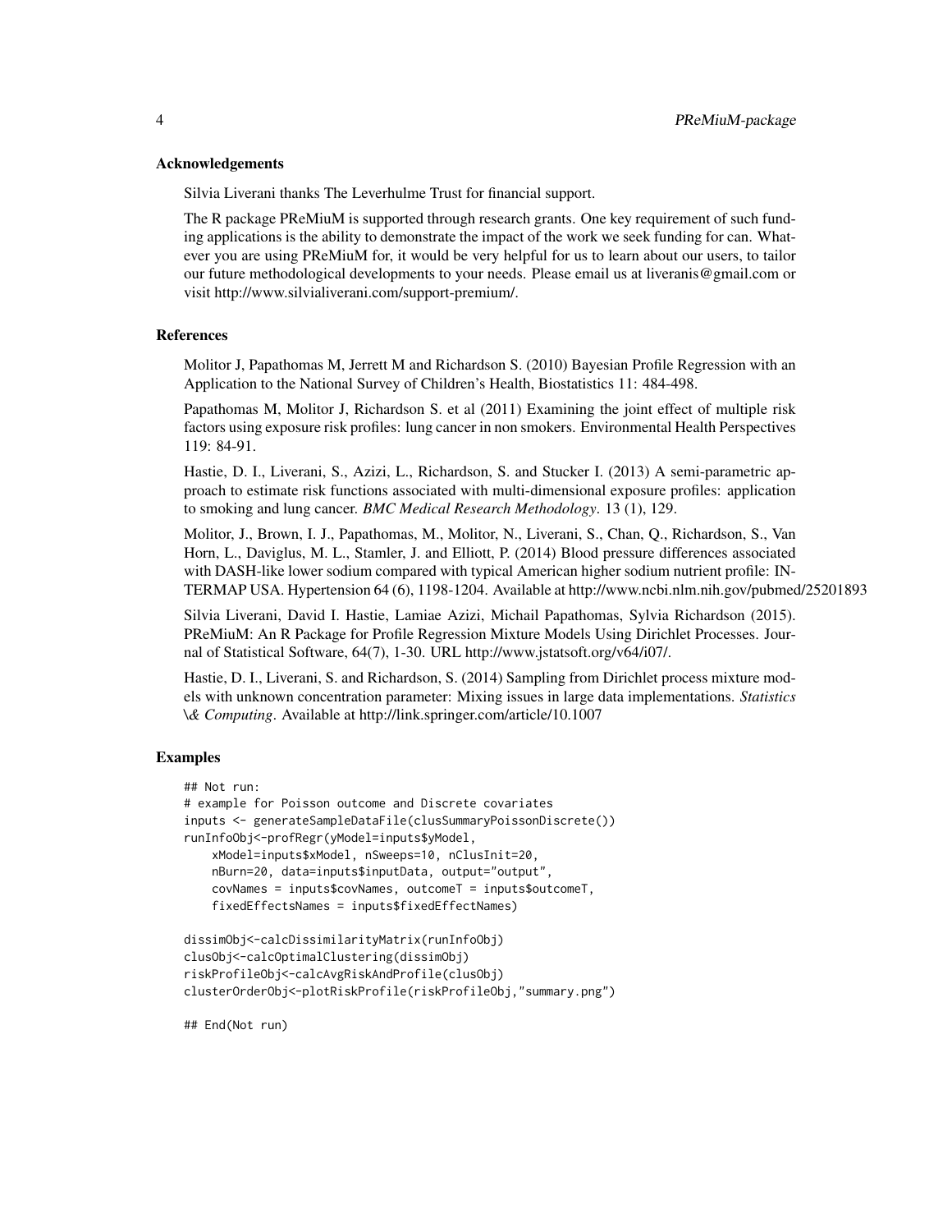## Acknowledgements

Silvia Liverani thanks The Leverhulme Trust for financial support.

The R package PReMiuM is supported through research grants. One key requirement of such funding applications is the ability to demonstrate the impact of the work we seek funding for can. Whatever you are using PReMiuM for, it would be very helpful for us to learn about our users, to tailor our future methodological developments to your needs. Please email us at liveranis@gmail.com or visit http://www.silvialiverani.com/support-premium/.

## References

Molitor J, Papathomas M, Jerrett M and Richardson S. (2010) Bayesian Profile Regression with an Application to the National Survey of Children's Health, Biostatistics 11: 484-498.

Papathomas M, Molitor J, Richardson S. et al (2011) Examining the joint effect of multiple risk factors using exposure risk profiles: lung cancer in non smokers. Environmental Health Perspectives 119: 84-91.

Hastie, D. I., Liverani, S., Azizi, L., Richardson, S. and Stucker I. (2013) A semi-parametric approach to estimate risk functions associated with multi-dimensional exposure profiles: application to smoking and lung cancer. *BMC Medical Research Methodology*. 13 (1), 129.

Molitor, J., Brown, I. J., Papathomas, M., Molitor, N., Liverani, S., Chan, Q., Richardson, S., Van Horn, L., Daviglus, M. L., Stamler, J. and Elliott, P. (2014) Blood pressure differences associated with DASH-like lower sodium compared with typical American higher sodium nutrient profile: INTERMAP USA. Hypertension 64 (6), 1198-1204. Available at http://www.ncbi.nlm.nih.gov/pubmed/25201893

Silvia Liverani, David I. Hastie, Lamiae Azizi, Michail Papathomas, Sylvia Richardson (2015). PReMiuM: An R Package for Profile Regression Mixture Models Using Dirichlet Processes. Journal of Statistical Software, 64(7), 1-30. URL http://www.jstatsoft.org/v64/i07/.

Hastie, D. I., Liverani, S. and Richardson, S. (2014) Sampling from Dirichlet process mixture models with unknown concentration parameter: Mixing issues in large data implementations. *Statistics \& Computing*. Available at http://link.springer.com/article/10.1007

## Examples

```
## Not run:
# example for Poisson outcome and Discrete covariates
inputs <- generateSampleDataFile(clusSummaryPoissonDiscrete())
runInfoObj<-profRegr(yModel=inputs$yModel,
    xModel=inputs$xModel, nSweeps=10, nClusInit=20,
    nBurn=20, data=inputs$inputData, output="output",
    covNames = inputs$covNames, outcomeT = inputs$outcomeT,
    fixedEffectsNames = inputs$fixedEffectNames)

dissimObj<-calcDissimilarityMatrix(runInfoObj)
clusObj<-calcOptimalClustering(dissimObj)
riskProfileObj<-calcAvgRiskAndProfile(clusObj)
clusterOrderObj<-plotRiskProfile(riskProfileObj,"summary.png")

## End(Not run)
```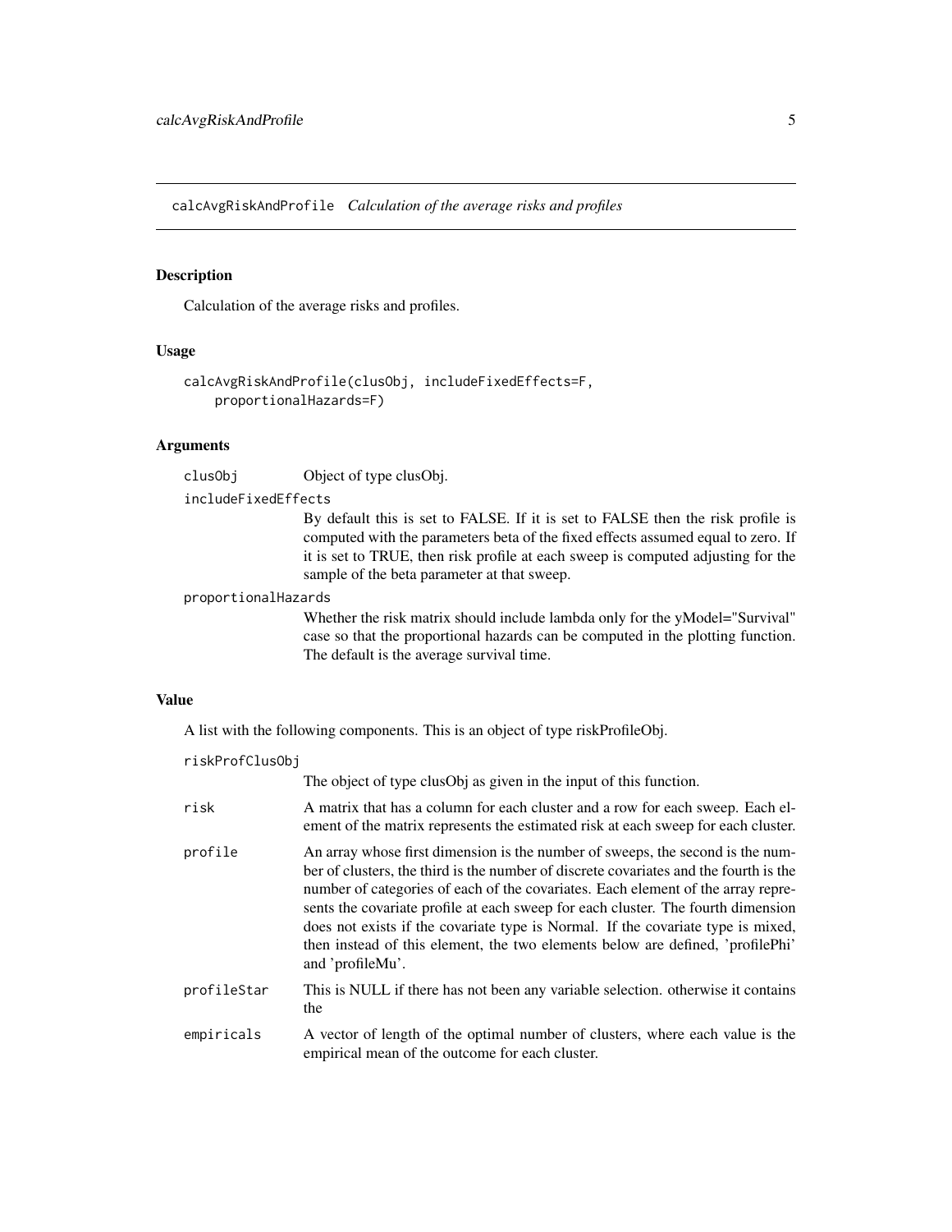calcAvgRiskAndProfile *Calculation of the average risks and profiles*

## Description

Calculation of the average risks and profiles.

## Usage

```
calcAvgRiskAndProfile(clusObj, includeFixedEffects=F,
    proportionalHazards=F)
```

## Arguments

`clusObj` Object of type clusObj.

`includeFixedEffects`
By default this is set to FALSE. If it is set to FALSE then the risk profile is computed with the parameters beta of the fixed effects assumed equal to zero. If it is set to TRUE, then risk profile at each sweep is computed adjusting for the sample of the beta parameter at that sweep.

`proportionalHazards`
Whether the risk matrix should include lambda only for the yModel="Survival" case so that the proportional hazards can be computed in the plotting function. The default is the average survival time.

## Value

A list with the following components. This is an object of type riskProfileObj.

`riskProfClusObj`
The object of type clusObj as given in the input of this function.

`risk` A matrix that has a column for each cluster and a row for each sweep. Each element of the matrix represents the estimated risk at each sweep for each cluster.

`profile` An array whose first dimension is the number of sweeps, the second is the number of clusters, the third is the number of discrete covariates and the fourth is the number of categories of each of the covariates. Each element of the array represents the covariate profile at each sweep for each cluster. The fourth dimension does not exists if the covariate type is Normal. If the covariate type is mixed, then instead of this element, the two elements below are defined, 'profilePhi' and 'profileMu'.

`profileStar` This is NULL if there has not been any variable selection. otherwise it contains the

`empiricals` A vector of length of the optimal number of clusters, where each value is the empirical mean of the outcome for each cluster.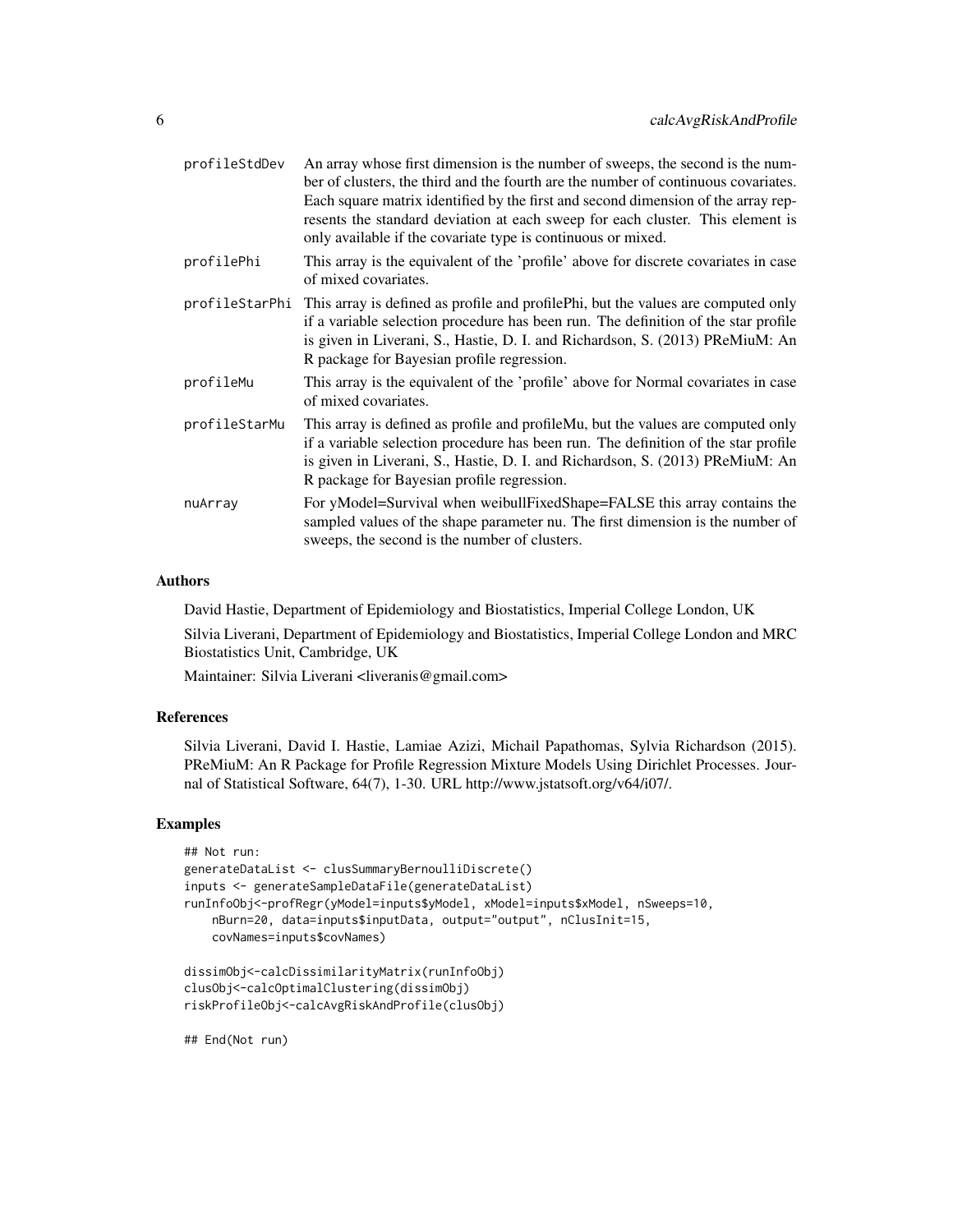| | |
|---|---|
| profileStdDev | An array whose first dimension is the number of sweeps, the second is the number of clusters, the third and the fourth are the number of continuous covariates. Each square matrix identified by the first and second dimension of the array represents the standard deviation at each sweep for each cluster. This element is only available if the covariate type is continuous or mixed. |
| profilePhi | This array is the equivalent of the 'profile' above for discrete covariates in case of mixed covariates. |
| profileStarPhi | This array is defined as profile and profilePhi, but the values are computed only if a variable selection procedure has been run. The definition of the star profile is given in Liverani, S., Hastie, D. I. and Richardson, S. (2013) PReMiuM: An R package for Bayesian profile regression. |
| profileMu | This array is the equivalent of the 'profile' above for Normal covariates in case of mixed covariates. |
| profileStarMu | This array is defined as profile and profileMu, but the values are computed only if a variable selection procedure has been run. The definition of the star profile is given in Liverani, S., Hastie, D. I. and Richardson, S. (2013) PReMiuM: An R package for Bayesian profile regression. |
| nuArray | For yModel=Survival when weibullFixedShape=FALSE this array contains the sampled values of the shape parameter nu. The first dimension is the number of sweeps, the second is the number of clusters. |

## Authors

David Hastie, Department of Epidemiology and Biostatistics, Imperial College London, UK

Silvia Liverani, Department of Epidemiology and Biostatistics, Imperial College London and MRC Biostatistics Unit, Cambridge, UK

Maintainer: Silvia Liverani <liveranis@gmail.com>

## References

Silvia Liverani, David I. Hastie, Lamiae Azizi, Michail Papathomas, Sylvia Richardson (2015). PReMiuM: An R Package for Profile Regression Mixture Models Using Dirichlet Processes. Journal of Statistical Software, 64(7), 1-30. URL http://www.jstatsoft.org/v64/i07/.

## Examples

```
## Not run:
generateDataList <- clusSummaryBernoulliDiscrete()
inputs <- generateSampleDataFile(generateDataList)
runInfoObj<-profRegr(yModel=inputs$yModel, xModel=inputs$xModel, nSweeps=10,
    nBurn=20, data=inputs$inputData, output="output", nClusInit=15,
    covNames=inputs$covNames)

dissimObj<-calcDissimilarityMatrix(runInfoObj)
clusObj<-calcOptimalClustering(dissimObj)
riskProfileObj<-calcAvgRiskAndProfile(clusObj)

## End(Not run)
```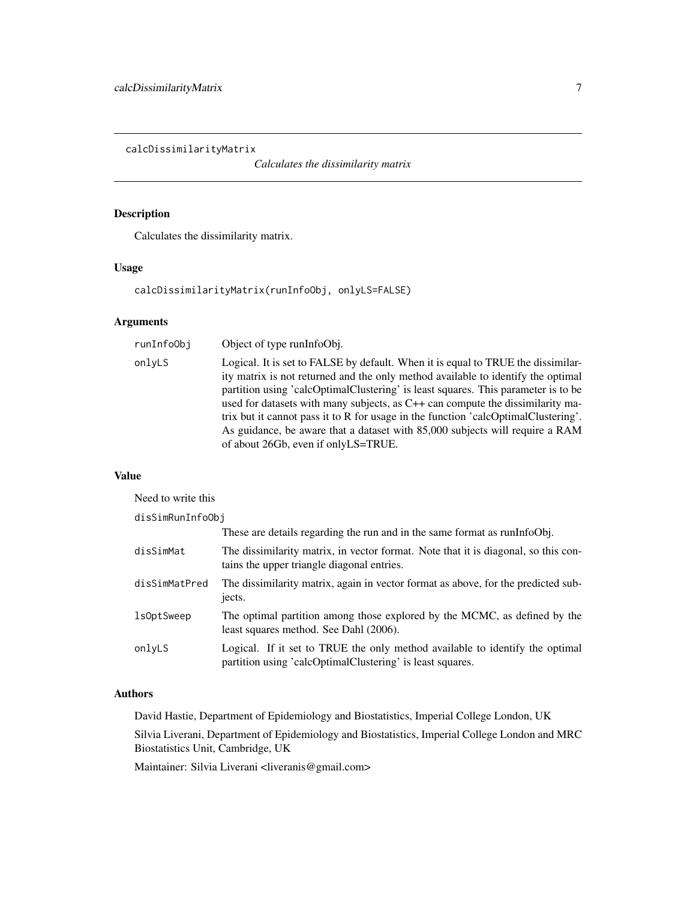# calcDissimilarityMatrix

*Calculates the dissimilarity matrix*

## Description

Calculates the dissimilarity matrix.

## Usage

```
calcDissimilarityMatrix(runInfoObj, onlyLS=FALSE)
```

## Arguments

| | |
|---|---|
| `runInfoObj` | Object of type runInfoObj. |
| `onlyLS` | Logical. It is set to FALSE by default. When it is equal to TRUE the dissimilarity matrix is not returned and the only method available to identify the optimal partition using 'calcOptimalClustering' is least squares. This parameter is to be used for datasets with many subjects, as C++ can compute the dissimilarity matrix but it cannot pass it to R for usage in the function 'calcOptimalClustering'. As guidance, be aware that a dataset with 85,000 subjects will require a RAM of about 26Gb, even if onlyLS=TRUE. |

## Value

Need to write this

| | |
|---|---|
| `disSimRunInfoObj` | These are details regarding the run and in the same format as runInfoObj. |
| `disSimMat` | The dissimilarity matrix, in vector format. Note that it is diagonal, so this contains the upper triangle diagonal entries. |
| `disSimMatPred` | The dissimilarity matrix, again in vector format as above, for the predicted subjects. |
| `lsOptSweep` | The optimal partition among those explored by the MCMC, as defined by the least squares method. See Dahl (2006). |
| `onlyLS` | Logical. If it set to TRUE the only method available to identify the optimal partition using 'calcOptimalClustering' is least squares. |

## Authors

David Hastie, Department of Epidemiology and Biostatistics, Imperial College London, UK

Silvia Liverani, Department of Epidemiology and Biostatistics, Imperial College London and MRC Biostatistics Unit, Cambridge, UK

Maintainer: Silvia Liverani <liveranis@gmail.com>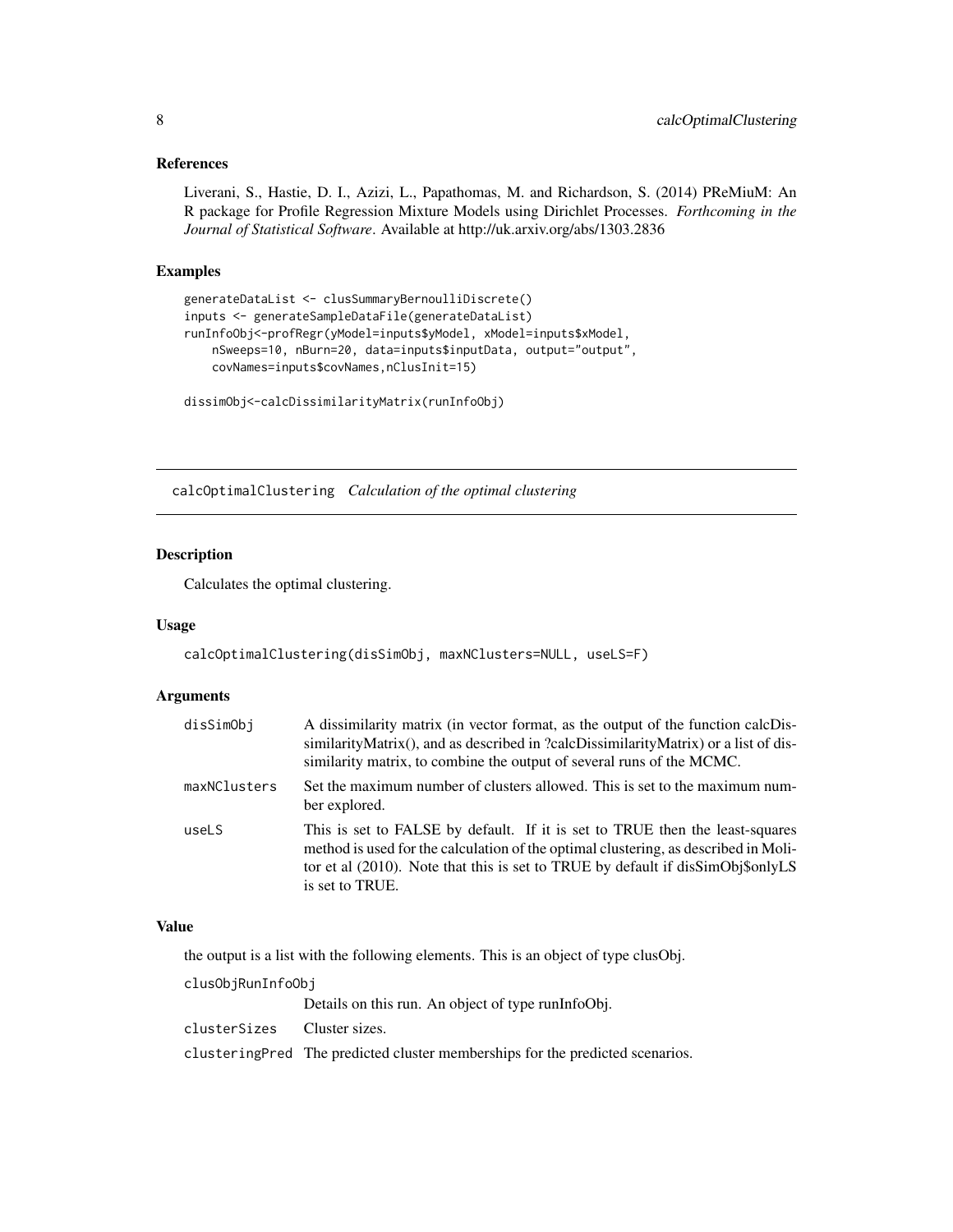### References

Liverani, S., Hastie, D. I., Azizi, L., Papathomas, M. and Richardson, S. (2014) PReMiuM: An R package for Profile Regression Mixture Models using Dirichlet Processes. *Forthcoming in the Journal of Statistical Software*. Available at http://uk.arxiv.org/abs/1303.2836

### Examples

```
generateDataList <- clusSummaryBernoulliDiscrete()
inputs <- generateSampleDataFile(generateDataList)
runInfoObj<-profRegr(yModel=inputs$yModel, xModel=inputs$xModel,
    nSweeps=10, nBurn=20, data=inputs$inputData, output="output",
    covNames=inputs$covNames,nClusInit=15)

dissimObj<-calcDissimilarityMatrix(runInfoObj)
```

---

## calcOptimalClustering *Calculation of the optimal clustering*

---

### Description

Calculates the optimal clustering.

### Usage

```
calcOptimalClustering(disSimObj, maxNClusters=NULL, useLS=F)
```

### Arguments

| | |
|---|---|
| disSimObj | A dissimilarity matrix (in vector format, as the output of the function calcDissimilarityMatrix(), and as described in ?calcDissimilarityMatrix) or a list of dissimilarity matrix, to combine the output of several runs of the MCMC. |
| maxNClusters | Set the maximum number of clusters allowed. This is set to the maximum number explored. |
| useLS | This is set to FALSE by default. If it is set to TRUE then the least-squares method is used for the calculation of the optimal clustering, as described in Molitor et al (2010). Note that this is set to TRUE by default if disSimObj$onlyLS is set to TRUE. |

### Value

the output is a list with the following elements. This is an object of type clusObj.

| | |
|---|---|
| clusObjRunInfoObj | Details on this run. An object of type runInfoObj. |
| clusterSizes | Cluster sizes. |
| clusteringPred | The predicted cluster memberships for the predicted scenarios. |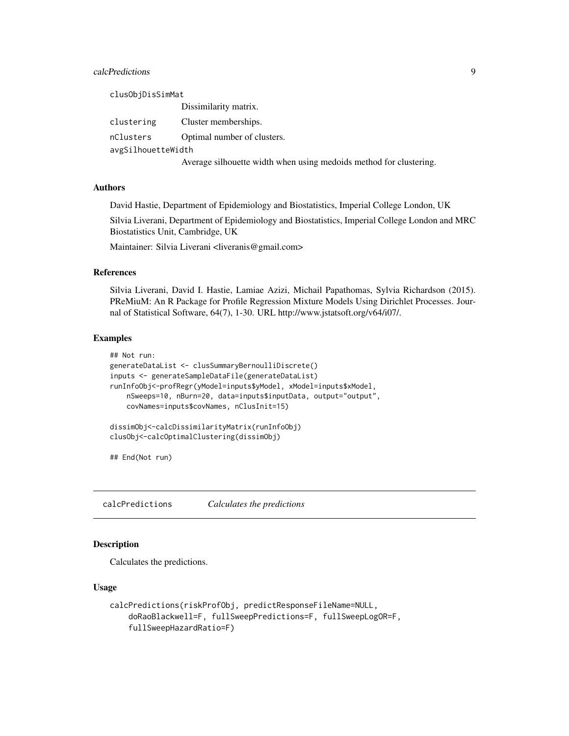clusObjDisSimMat
: Dissimilarity matrix.

clustering
: Cluster memberships.

nClusters
: Optimal number of clusters.

avgSilhouetteWidth
: Average silhouette width when using medoids method for clustering.

### Authors

David Hastie, Department of Epidemiology and Biostatistics, Imperial College London, UK

Silvia Liverani, Department of Epidemiology and Biostatistics, Imperial College London and MRC Biostatistics Unit, Cambridge, UK

Maintainer: Silvia Liverani <liveranis@gmail.com>

### References

Silvia Liverani, David I. Hastie, Lamiae Azizi, Michail Papathomas, Sylvia Richardson (2015). PReMiuM: An R Package for Profile Regression Mixture Models Using Dirichlet Processes. Journal of Statistical Software, 64(7), 1-30. URL http://www.jstatsoft.org/v64/i07/.

### Examples

```
## Not run:
generateDataList <- clusSummaryBernoulliDiscrete()
inputs <- generateSampleDataFile(generateDataList)
runInfoObj<-profRegr(yModel=inputs$yModel, xModel=inputs$xModel,
    nSweeps=10, nBurn=20, data=inputs$inputData, output="output",
    covNames=inputs$covNames, nClusInit=15)

dissimObj<-calcDissimilarityMatrix(runInfoObj)
clusObj<-calcOptimalClustering(dissimObj)

## End(Not run)
```

---

## calcPredictions *Calculates the predictions*

### Description

Calculates the predictions.

### Usage

```
calcPredictions(riskProfObj, predictResponseFileName=NULL,
    doRaoBlackwell=F, fullSweepPredictions=F, fullSweepLogOR=F,
    fullSweepHazardRatio=F)
```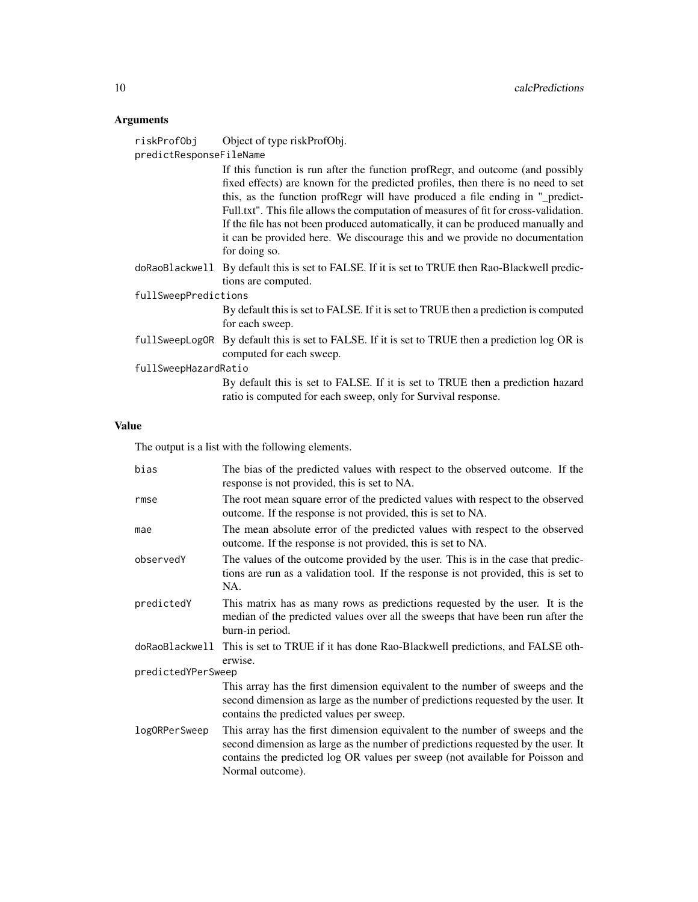## Arguments

riskProfObj
: Object of type riskProfObj.

predictResponseFileName
: If this function is run after the function profRegr, and outcome (and possibly fixed effects) are known for the predicted profiles, then there is no need to set this, as the function profRegr will have produced a file ending in "_predict-Full.txt". This file allows the computation of measures of fit for cross-validation. If the file has not been produced automatically, it can be produced manually and it can be provided here. We discourage this and we provide no documentation for doing so.

doRaoBlackwell
: By default this is set to FALSE. If it is set to TRUE then Rao-Blackwell predictions are computed.

fullSweepPredictions
: By default this is set to FALSE. If it is set to TRUE then a prediction is computed for each sweep.

fullSweepLogOR
: By default this is set to FALSE. If it is set to TRUE then a prediction log OR is computed for each sweep.

fullSweepHazardRatio
: By default this is set to FALSE. If it is set to TRUE then a prediction hazard ratio is computed for each sweep, only for Survival response.

## Value

The output is a list with the following elements.

bias
: The bias of the predicted values with respect to the observed outcome. If the response is not provided, this is set to NA.

rmse
: The root mean square error of the predicted values with respect to the observed outcome. If the response is not provided, this is set to NA.

mae
: The mean absolute error of the predicted values with respect to the observed outcome. If the response is not provided, this is set to NA.

observedY
: The values of the outcome provided by the user. This is in the case that predictions are run as a validation tool. If the response is not provided, this is set to NA.

predictedY
: This matrix has as many rows as predictions requested by the user. It is the median of the predicted values over all the sweeps that have been run after the burn-in period.

doRaoBlackwell
: This is set to TRUE if it has done Rao-Blackwell predictions, and FALSE otherwise.

predictedYPerSweep
: This array has the first dimension equivalent to the number of sweeps and the second dimension as large as the number of predictions requested by the user. It contains the predicted values per sweep.

logORPerSweep
: This array has the first dimension equivalent to the number of sweeps and the second dimension as large as the number of predictions requested by the user. It contains the predicted log OR values per sweep (not available for Poisson and Normal outcome).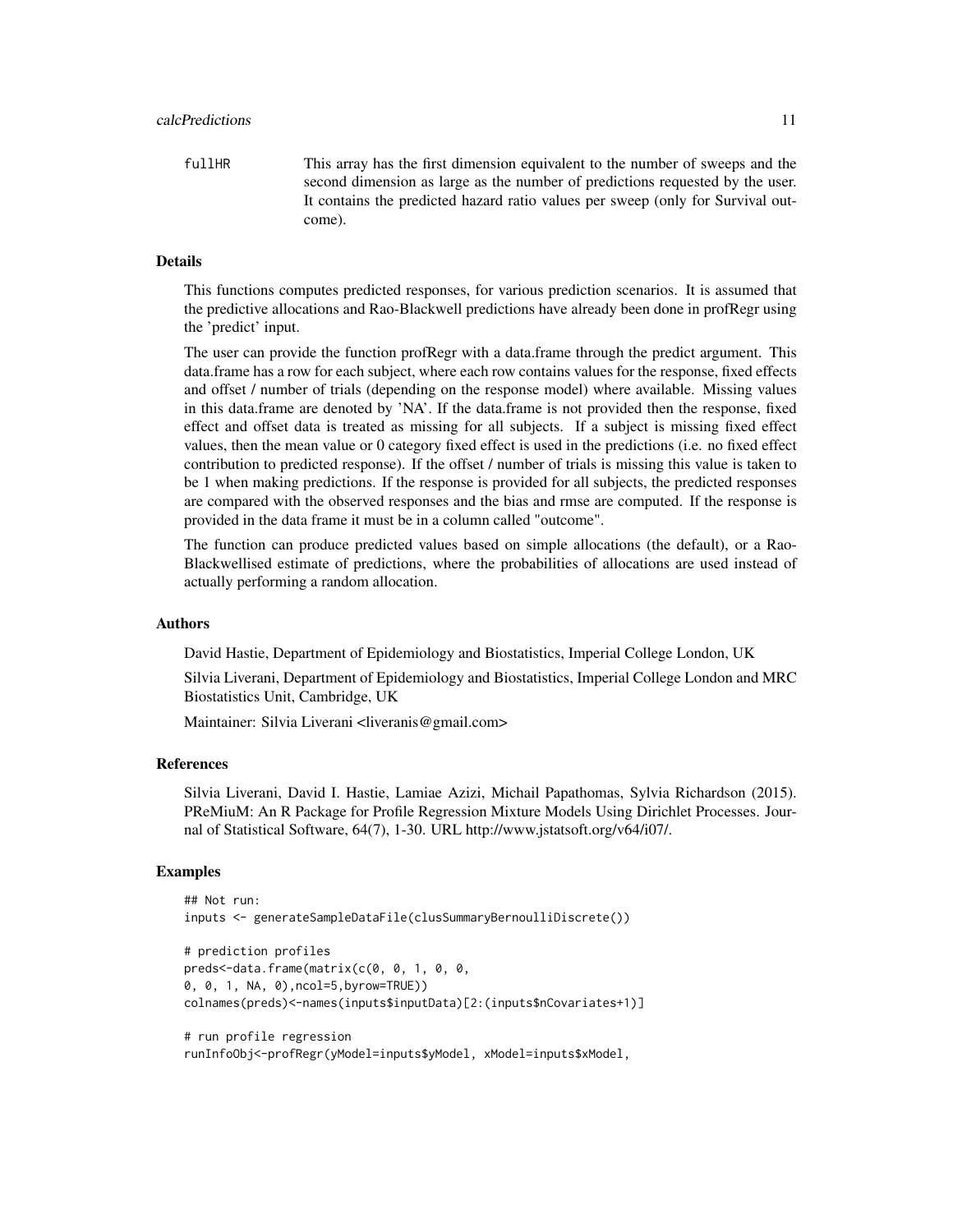fullHR This array has the first dimension equivalent to the number of sweeps and the second dimension as large as the number of predictions requested by the user. It contains the predicted hazard ratio values per sweep (only for Survival outcome).

## Details

This functions computes predicted responses, for various prediction scenarios. It is assumed that the predictive allocations and Rao-Blackwell predictions have already been done in profRegr using the 'predict' input.

The user can provide the function profRegr with a data.frame through the predict argument. This data.frame has a row for each subject, where each row contains values for the response, fixed effects and offset / number of trials (depending on the response model) where available. Missing values in this data.frame are denoted by 'NA'. If the data.frame is not provided then the response, fixed effect and offset data is treated as missing for all subjects. If a subject is missing fixed effect values, then the mean value or 0 category fixed effect is used in the predictions (i.e. no fixed effect contribution to predicted response). If the offset / number of trials is missing this value is taken to be 1 when making predictions. If the response is provided for all subjects, the predicted responses are compared with the observed responses and the bias and rmse are computed. If the response is provided in the data frame it must be in a column called "outcome".

The function can produce predicted values based on simple allocations (the default), or a Rao-Blackwellised estimate of predictions, where the probabilities of allocations are used instead of actually performing a random allocation.

## Authors

David Hastie, Department of Epidemiology and Biostatistics, Imperial College London, UK

Silvia Liverani, Department of Epidemiology and Biostatistics, Imperial College London and MRC Biostatistics Unit, Cambridge, UK

Maintainer: Silvia Liverani <liveranis@gmail.com>

## References

Silvia Liverani, David I. Hastie, Lamiae Azizi, Michail Papathomas, Sylvia Richardson (2015). PReMiuM: An R Package for Profile Regression Mixture Models Using Dirichlet Processes. Journal of Statistical Software, 64(7), 1-30. URL http://www.jstatsoft.org/v64/i07/.

## Examples

```
## Not run:
inputs <- generateSampleDataFile(clusSummaryBernoulliDiscrete())

# prediction profiles
preds<-data.frame(matrix(c(0, 0, 1, 0, 0,
0, 0, 1, NA, 0),ncol=5,byrow=TRUE))
colnames(preds)<-names(inputs$inputData)[2:(inputs$nCovariates+1)]

# run profile regression
runInfoObj<-profRegr(yModel=inputs$yModel, xModel=inputs$xModel,
```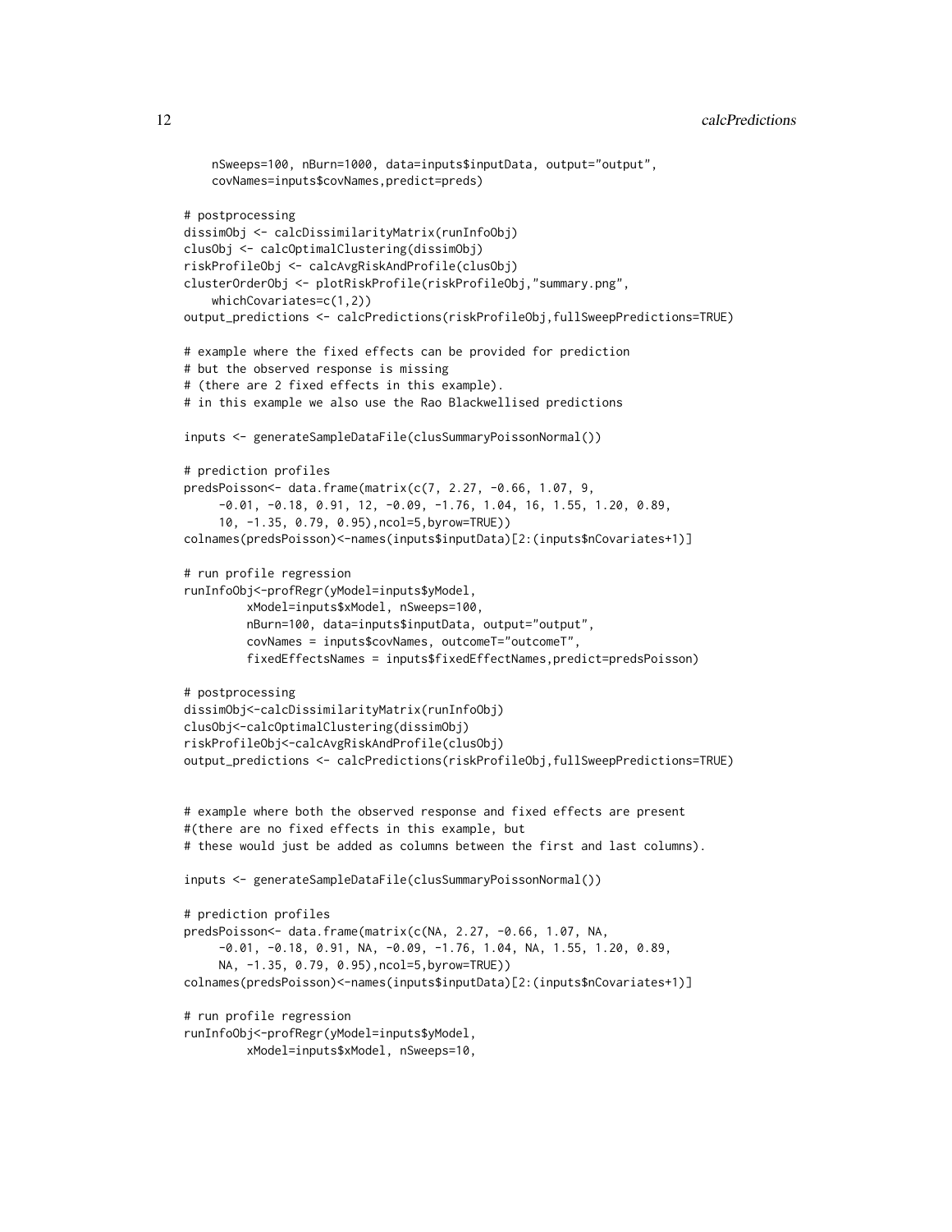```
    nSweeps=100, nBurn=1000, data=inputs$inputData, output="output",
    covNames=inputs$covNames,predict=preds)

# postprocessing
dissimObj <- calcDissimilarityMatrix(runInfoObj)
clusObj <- calcOptimalClustering(dissimObj)
riskProfileObj <- calcAvgRiskAndProfile(clusObj)
clusterOrderObj <- plotRiskProfile(riskProfileObj,"summary.png",
    whichCovariates=c(1,2))
output_predictions <- calcPredictions(riskProfileObj,fullSweepPredictions=TRUE)

# example where the fixed effects can be provided for prediction
# but the observed response is missing
# (there are 2 fixed effects in this example).
# in this example we also use the Rao Blackwellised predictions

inputs <- generateSampleDataFile(clusSummaryPoissonNormal())

# prediction profiles
predsPoisson<- data.frame(matrix(c(7, 2.27, -0.66, 1.07, 9,
     -0.01, -0.18, 0.91, 12, -0.09, -1.76, 1.04, 16, 1.55, 1.20, 0.89,
     10, -1.35, 0.79, 0.95),ncol=5,byrow=TRUE))
colnames(predsPoisson)<-names(inputs$inputData)[2:(inputs$nCovariates+1)]

# run profile regression
runInfoObj<-profRegr(yModel=inputs$yModel,
         xModel=inputs$xModel, nSweeps=100,
         nBurn=100, data=inputs$inputData, output="output",
         covNames = inputs$covNames, outcomeT="outcomeT",
         fixedEffectsNames = inputs$fixedEffectNames,predict=predsPoisson)

# postprocessing
dissimObj<-calcDissimilarityMatrix(runInfoObj)
clusObj<-calcOptimalClustering(dissimObj)
riskProfileObj<-calcAvgRiskAndProfile(clusObj)
output_predictions <- calcPredictions(riskProfileObj,fullSweepPredictions=TRUE)


# example where both the observed response and fixed effects are present
#(there are no fixed effects in this example, but
# these would just be added as columns between the first and last columns).

inputs <- generateSampleDataFile(clusSummaryPoissonNormal())

# prediction profiles
predsPoisson<- data.frame(matrix(c(NA, 2.27, -0.66, 1.07, NA,
     -0.01, -0.18, 0.91, NA, -0.09, -1.76, 1.04, NA, 1.55, 1.20, 0.89,
     NA, -1.35, 0.79, 0.95),ncol=5,byrow=TRUE))
colnames(predsPoisson)<-names(inputs$inputData)[2:(inputs$nCovariates+1)]

# run profile regression
runInfoObj<-profRegr(yModel=inputs$yModel,
         xModel=inputs$xModel, nSweeps=10,
```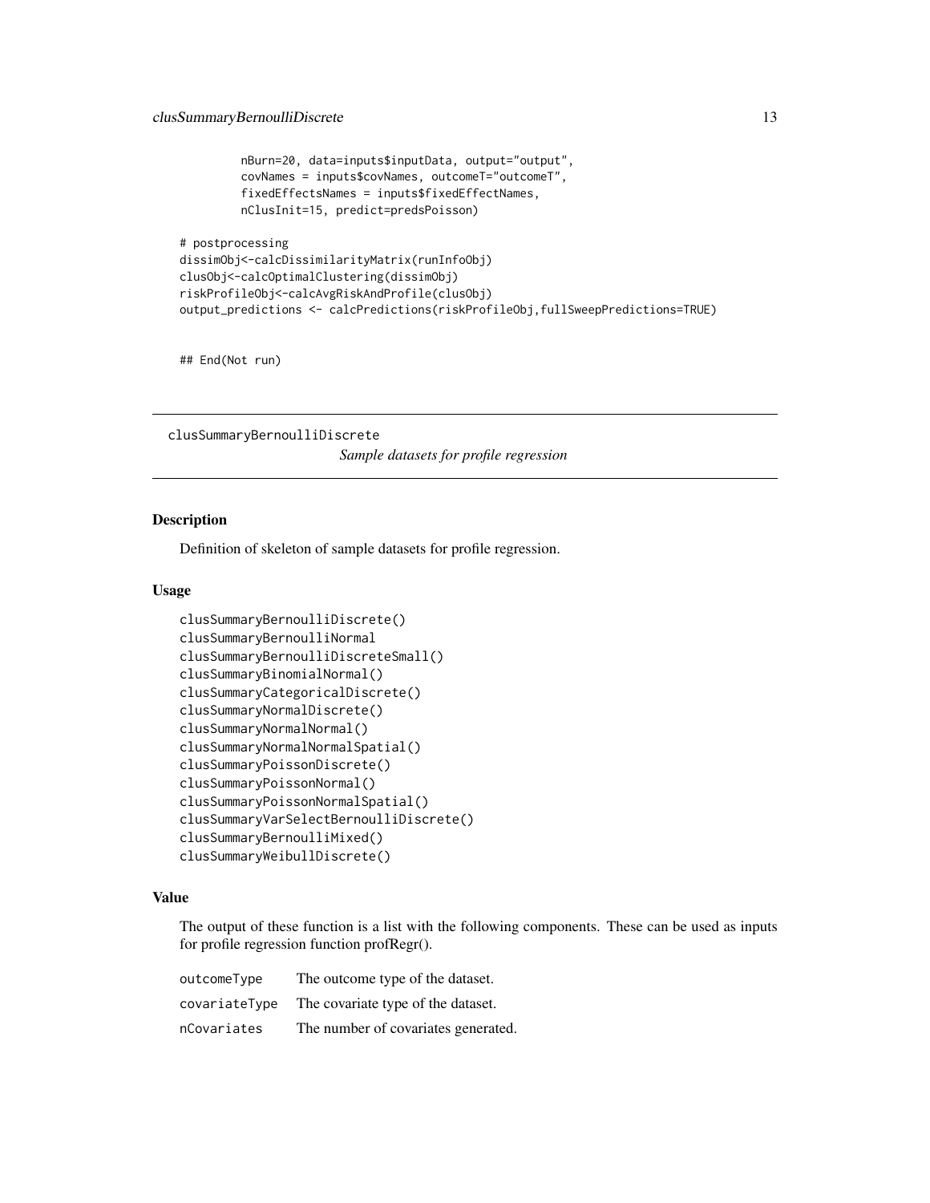```
          nBurn=20, data=inputs$inputData, output="output",
          covNames = inputs$covNames, outcomeT="outcomeT",
          fixedEffectsNames = inputs$fixedEffectNames,
          nClusInit=15, predict=predsPoisson)

# postprocessing
dissimObj<-calcDissimilarityMatrix(runInfoObj)
clusObj<-calcOptimalClustering(dissimObj)
riskProfileObj<-calcAvgRiskAndProfile(clusObj)
output_predictions <- calcPredictions(riskProfileObj,fullSweepPredictions=TRUE)


## End(Not run)
```

---

clusSummaryBernoulliDiscrete          *Sample datasets for profile regression*

---

## Description

Definition of skeleton of sample datasets for profile regression.

## Usage

```
clusSummaryBernoulliDiscrete()
clusSummaryBernoulliNormal
clusSummaryBernoulliDiscreteSmall()
clusSummaryBinomialNormal()
clusSummaryCategoricalDiscrete()
clusSummaryNormalDiscrete()
clusSummaryNormalNormal()
clusSummaryNormalNormalSpatial()
clusSummaryPoissonDiscrete()
clusSummaryPoissonNormal()
clusSummaryPoissonNormalSpatial()
clusSummaryVarSelectBernoulliDiscrete()
clusSummaryBernoulliMixed()
clusSummaryWeibullDiscrete()
```

## Value

The output of these function is a list with the following components. These can be used as inputs for profile regression function profRegr().

| | |
|---|---|
| outcomeType | The outcome type of the dataset. |
| covariateType | The covariate type of the dataset. |
| nCovariates | The number of covariates generated. |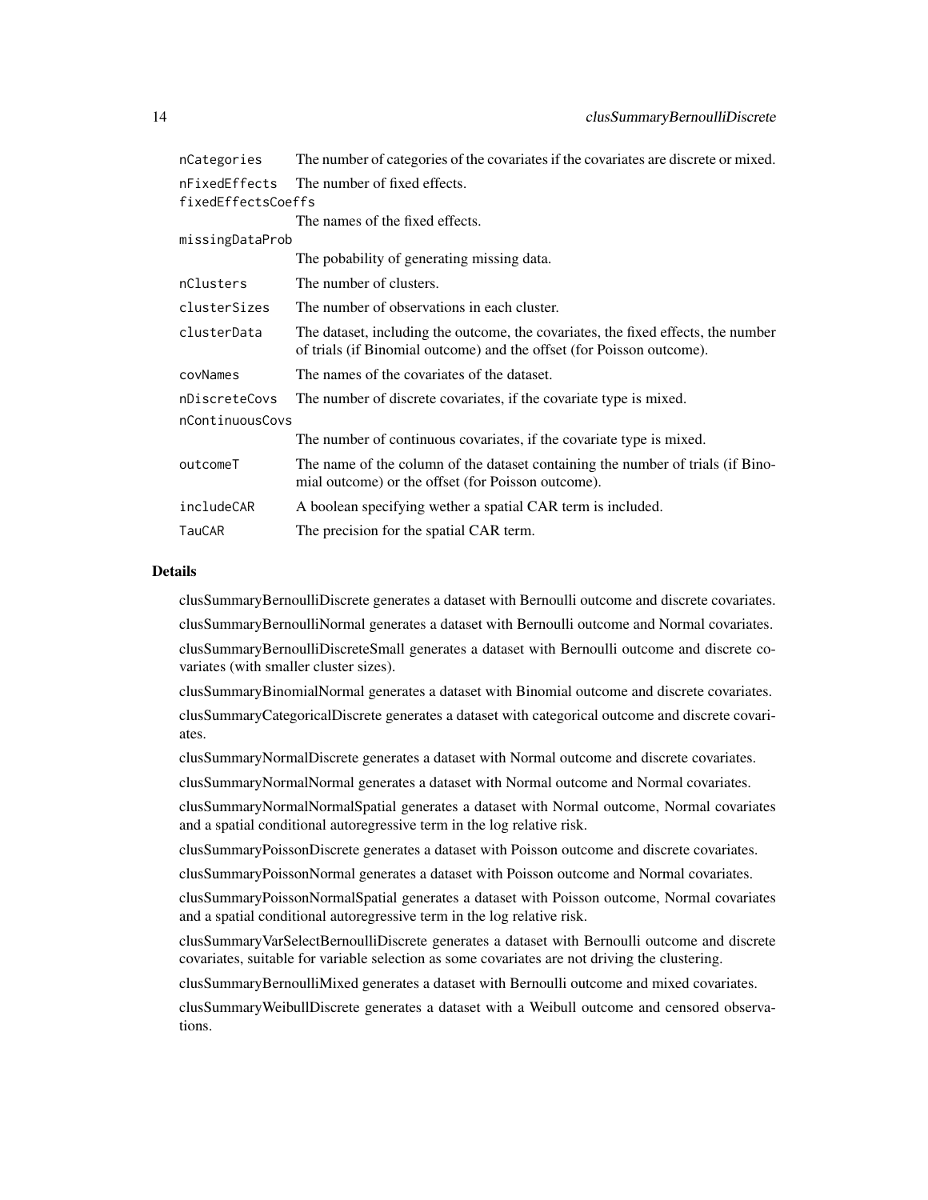| | |
|---|---|
| nCategories | The number of categories of the covariates if the covariates are discrete or mixed. |
| nFixedEffects | The number of fixed effects. |
| fixedEffectsCoeffs | The names of the fixed effects. |
| missingDataProb | The pobability of generating missing data. |
| nClusters | The number of clusters. |
| clusterSizes | The number of observations in each cluster. |
| clusterData | The dataset, including the outcome, the covariates, the fixed effects, the number of trials (if Binomial outcome) and the offset (for Poisson outcome). |
| covNames | The names of the covariates of the dataset. |
| nDiscreteCovs | The number of discrete covariates, if the covariate type is mixed. |
| nContinuousCovs | The number of continuous covariates, if the covariate type is mixed. |
| outcomeT | The name of the column of the dataset containing the number of trials (if Binomial outcome) or the offset (for Poisson outcome). |
| includeCAR | A boolean specifying wether a spatial CAR term is included. |
| TauCAR | The precision for the spatial CAR term. |

## Details

clusSummaryBernoulliDiscrete generates a dataset with Bernoulli outcome and discrete covariates.

clusSummaryBernoulliNormal generates a dataset with Bernoulli outcome and Normal covariates.

clusSummaryBernoulliDiscreteSmall generates a dataset with Bernoulli outcome and discrete covariates (with smaller cluster sizes).

clusSummaryBinomialNormal generates a dataset with Binomial outcome and discrete covariates.

clusSummaryCategoricalDiscrete generates a dataset with categorical outcome and discrete covariates.

clusSummaryNormalDiscrete generates a dataset with Normal outcome and discrete covariates.

clusSummaryNormalNormal generates a dataset with Normal outcome and Normal covariates.

clusSummaryNormalNormalSpatial generates a dataset with Normal outcome, Normal covariates and a spatial conditional autoregressive term in the log relative risk.

clusSummaryPoissonDiscrete generates a dataset with Poisson outcome and discrete covariates.

clusSummaryPoissonNormal generates a dataset with Poisson outcome and Normal covariates.

clusSummaryPoissonNormalSpatial generates a dataset with Poisson outcome, Normal covariates and a spatial conditional autoregressive term in the log relative risk.

clusSummaryVarSelectBernoulliDiscrete generates a dataset with Bernoulli outcome and discrete covariates, suitable for variable selection as some covariates are not driving the clustering.

clusSummaryBernoulliMixed generates a dataset with Bernoulli outcome and mixed covariates.

clusSummaryWeibullDiscrete generates a dataset with a Weibull outcome and censored observations.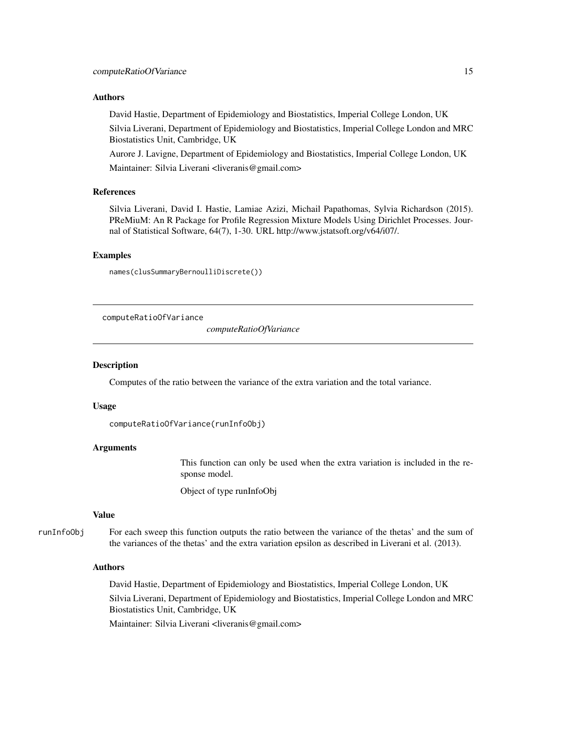### Authors

David Hastie, Department of Epidemiology and Biostatistics, Imperial College London, UK

Silvia Liverani, Department of Epidemiology and Biostatistics, Imperial College London and MRC Biostatistics Unit, Cambridge, UK

Aurore J. Lavigne, Department of Epidemiology and Biostatistics, Imperial College London, UK

Maintainer: Silvia Liverani <liveranis@gmail.com>

### References

Silvia Liverani, David I. Hastie, Lamiae Azizi, Michail Papathomas, Sylvia Richardson (2015). PReMiuM: An R Package for Profile Regression Mixture Models Using Dirichlet Processes. Journal of Statistical Software, 64(7), 1-30. URL http://www.jstatsoft.org/v64/i07/.

### Examples

```
names(clusSummaryBernoulliDiscrete())
```

---

## computeRatioOfVariance

*computeRatioOfVariance*

---

### Description

Computes of the ratio between the variance of the extra variation and the total variance.

### Usage

```
computeRatioOfVariance(runInfoObj)
```

### Arguments

This function can only be used when the extra variation is included in the response model.

Object of type runInfoObj

### Value

runInfoObj — For each sweep this function outputs the ratio between the variance of the thetas' and the sum of the variances of the thetas' and the extra variation epsilon as described in Liverani et al. (2013).

### Authors

David Hastie, Department of Epidemiology and Biostatistics, Imperial College London, UK

Silvia Liverani, Department of Epidemiology and Biostatistics, Imperial College London and MRC Biostatistics Unit, Cambridge, UK

Maintainer: Silvia Liverani <liveranis@gmail.com>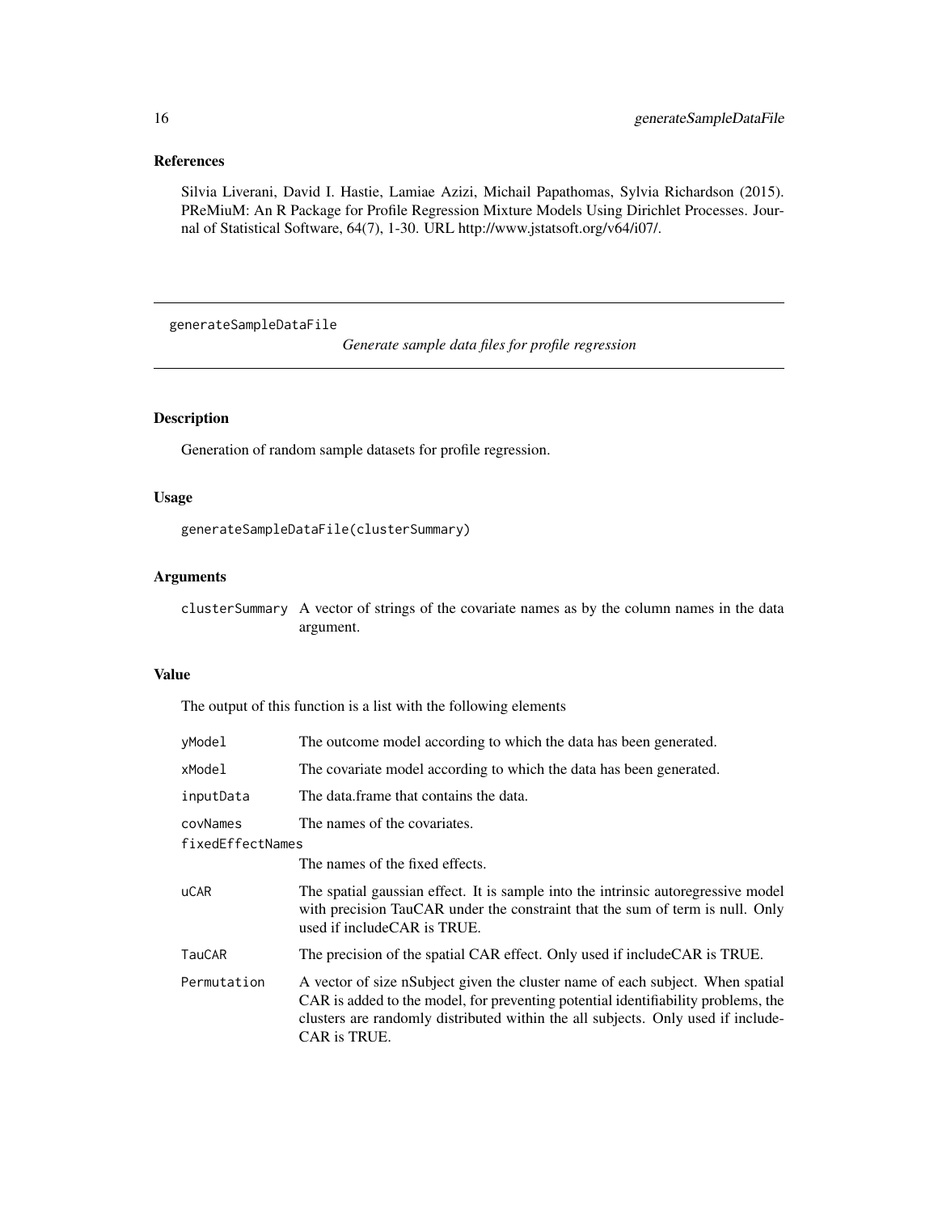## References

Silvia Liverani, David I. Hastie, Lamiae Azizi, Michail Papathomas, Sylvia Richardson (2015). PReMiuM: An R Package for Profile Regression Mixture Models Using Dirichlet Processes. Journal of Statistical Software, 64(7), 1-30. URL http://www.jstatsoft.org/v64/i07/.

---

# generateSampleDataFile — *Generate sample data files for profile regression*

---

## Description

Generation of random sample datasets for profile regression.

## Usage

```
generateSampleDataFile(clusterSummary)
```

## Arguments

| | |
|---|---|
| `clusterSummary` | A vector of strings of the covariate names as by the column names in the data argument. |

## Value

The output of this function is a list with the following elements

| | |
|---|---|
| `yModel` | The outcome model according to which the data has been generated. |
| `xModel` | The covariate model according to which the data has been generated. |
| `inputData` | The data.frame that contains the data. |
| `covNames` | The names of the covariates. |
| `fixedEffectNames` | The names of the fixed effects. |
| `uCAR` | The spatial gaussian effect. It is sample into the intrinsic autoregressive model with precision TauCAR under the constraint that the sum of term is null. Only used if includeCAR is TRUE. |
| `TauCAR` | The precision of the spatial CAR effect. Only used if includeCAR is TRUE. |
| `Permutation` | A vector of size nSubject given the cluster name of each subject. When spatial CAR is added to the model, for preventing potential identifiability problems, the clusters are randomly distributed within the all subjects. Only used if includeCAR is TRUE. |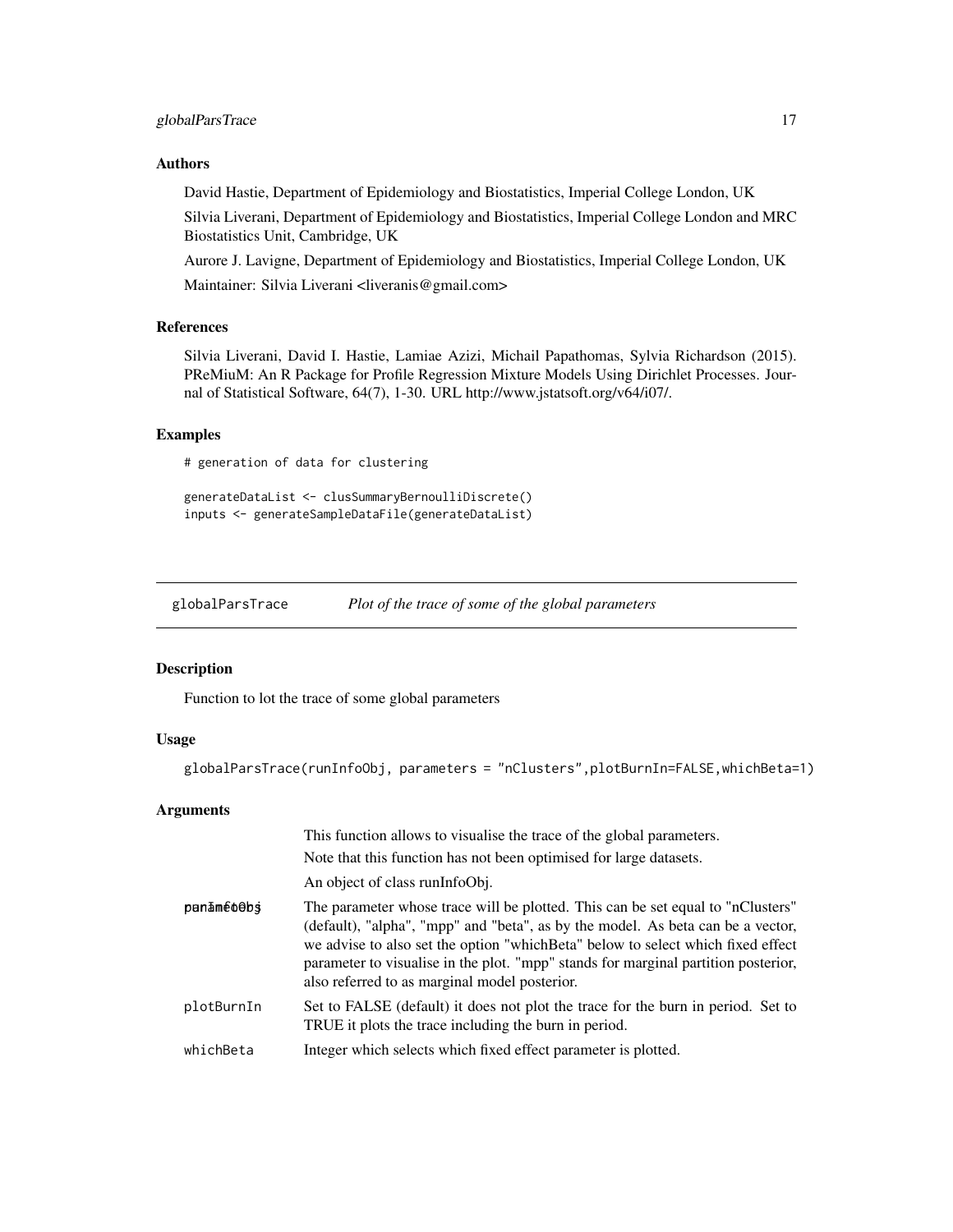### Authors

David Hastie, Department of Epidemiology and Biostatistics, Imperial College London, UK

Silvia Liverani, Department of Epidemiology and Biostatistics, Imperial College London and MRC Biostatistics Unit, Cambridge, UK

Aurore J. Lavigne, Department of Epidemiology and Biostatistics, Imperial College London, UK

Maintainer: Silvia Liverani <liveranis@gmail.com>

### References

Silvia Liverani, David I. Hastie, Lamiae Azizi, Michail Papathomas, Sylvia Richardson (2015). PReMiuM: An R Package for Profile Regression Mixture Models Using Dirichlet Processes. Journal of Statistical Software, 64(7), 1-30. URL http://www.jstatsoft.org/v64/i07/.

### Examples

```
# generation of data for clustering

generateDataList <- clusSummaryBernoulliDiscrete()
inputs <- generateSampleDataFile(generateDataList)
```

---

## globalParsTrace *Plot of the trace of some of the global parameters*

### Description

Function to lot the trace of some global parameters

### Usage

```
globalParsTrace(runInfoObj, parameters = "nClusters",plotBurnIn=FALSE,whichBeta=1)
```

### Arguments

| | |
|---|---|
| runInfoObj | This function allows to visualise the trace of the global parameters. Note that this function has not been optimised for large datasets. An object of class runInfoObj. |
| parameters | The parameter whose trace will be plotted. This can be set equal to "nClusters" (default), "alpha", "mpp" and "beta", as by the model. As beta can be a vector, we advise to also set the option "whichBeta" below to select which fixed effect parameter to visualise in the plot. "mpp" stands for marginal partition posterior, also referred to as marginal model posterior. |
| plotBurnIn | Set to FALSE (default) it does not plot the trace for the burn in period. Set to TRUE it plots the trace including the burn in period. |
| whichBeta | Integer which selects which fixed effect parameter is plotted. |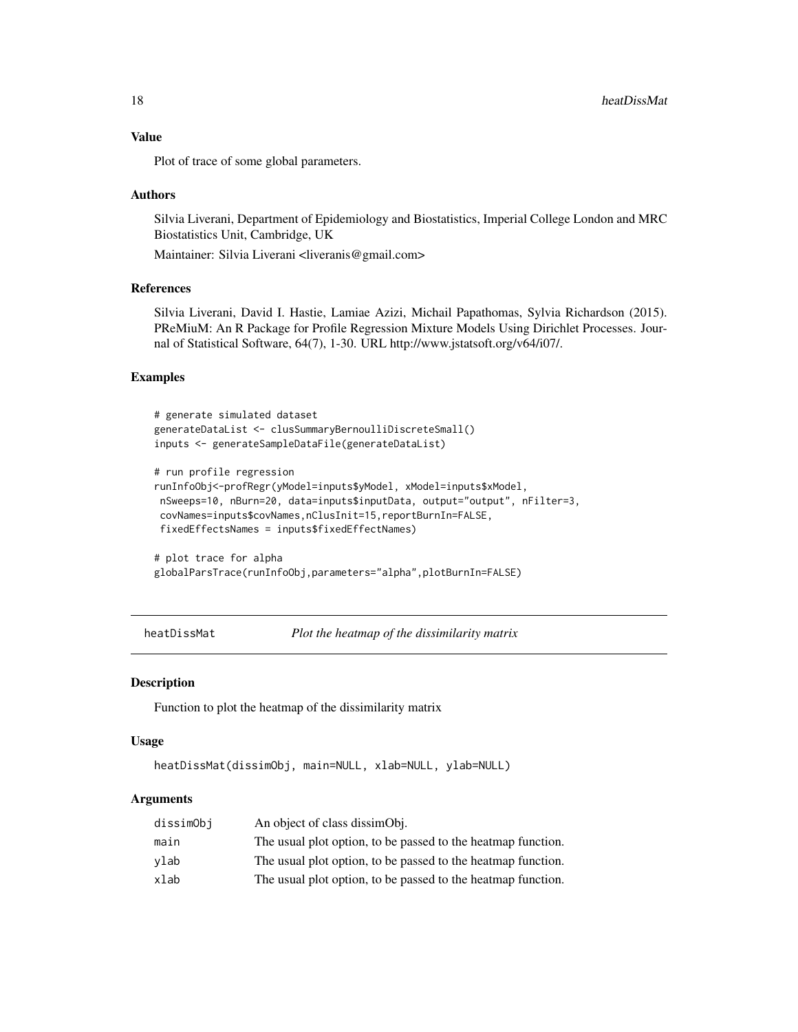## Value

Plot of trace of some global parameters.

## Authors

Silvia Liverani, Department of Epidemiology and Biostatistics, Imperial College London and MRC Biostatistics Unit, Cambridge, UK

Maintainer: Silvia Liverani <liveranis@gmail.com>

## References

Silvia Liverani, David I. Hastie, Lamiae Azizi, Michail Papathomas, Sylvia Richardson (2015). PReMiuM: An R Package for Profile Regression Mixture Models Using Dirichlet Processes. Journal of Statistical Software, 64(7), 1-30. URL http://www.jstatsoft.org/v64/i07/.

## Examples

```
# generate simulated dataset
generateDataList <- clusSummaryBernoulliDiscreteSmall()
inputs <- generateSampleDataFile(generateDataList)

# run profile regression
runInfoObj<-profRegr(yModel=inputs$yModel, xModel=inputs$xModel,
 nSweeps=10, nBurn=20, data=inputs$inputData, output="output", nFilter=3,
 covNames=inputs$covNames,nClusInit=15,reportBurnIn=FALSE,
 fixedEffectsNames = inputs$fixedEffectNames)

# plot trace for alpha
globalParsTrace(runInfoObj,parameters="alpha",plotBurnIn=FALSE)
```

---

# heatDissMat — *Plot the heatmap of the dissimilarity matrix*

## Description

Function to plot the heatmap of the dissimilarity matrix

## Usage

```
heatDissMat(dissimObj, main=NULL, xlab=NULL, ylab=NULL)
```

## Arguments

| | |
|---|---|
| dissimObj | An object of class dissimObj. |
| main | The usual plot option, to be passed to the heatmap function. |
| ylab | The usual plot option, to be passed to the heatmap function. |
| xlab | The usual plot option, to be passed to the heatmap function. |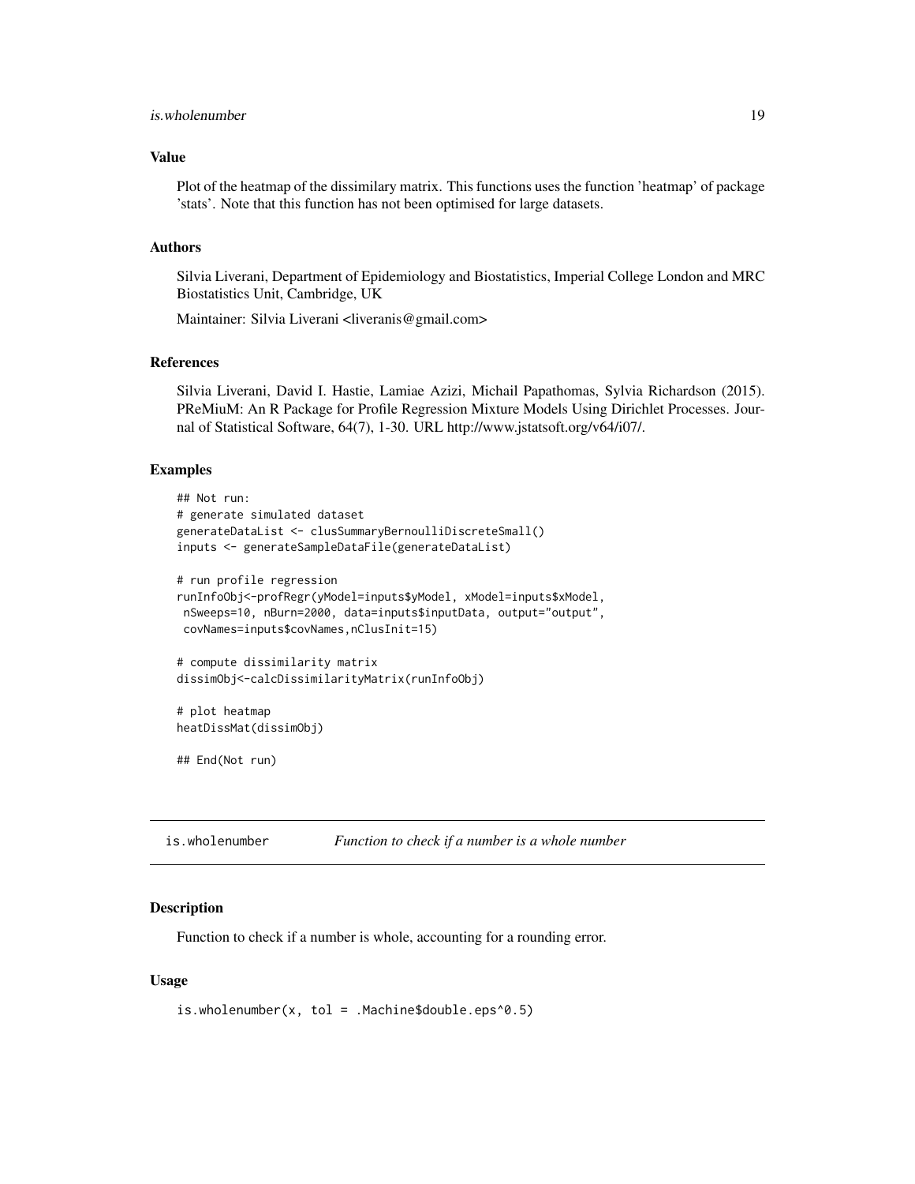## Value

Plot of the heatmap of the dissimilary matrix. This functions uses the function 'heatmap' of package 'stats'. Note that this function has not been optimised for large datasets.

## Authors

Silvia Liverani, Department of Epidemiology and Biostatistics, Imperial College London and MRC Biostatistics Unit, Cambridge, UK

Maintainer: Silvia Liverani <liveranis@gmail.com>

## References

Silvia Liverani, David I. Hastie, Lamiae Azizi, Michail Papathomas, Sylvia Richardson (2015). PReMiuM: An R Package for Profile Regression Mixture Models Using Dirichlet Processes. Journal of Statistical Software, 64(7), 1-30. URL http://www.jstatsoft.org/v64/i07/.

## Examples

```
## Not run:
# generate simulated dataset
generateDataList <- clusSummaryBernoulliDiscreteSmall()
inputs <- generateSampleDataFile(generateDataList)

# run profile regression
runInfoObj<-profRegr(yModel=inputs$yModel, xModel=inputs$xModel,
 nSweeps=10, nBurn=2000, data=inputs$inputData, output="output",
 covNames=inputs$covNames,nClusInit=15)

# compute dissimilarity matrix
dissimObj<-calcDissimilarityMatrix(runInfoObj)

# plot heatmap
heatDissMat(dissimObj)

## End(Not run)
```

---

# is.wholenumber *Function to check if a number is a whole number*

## Description

Function to check if a number is whole, accounting for a rounding error.

## Usage

```
is.wholenumber(x, tol = .Machine$double.eps^0.5)
```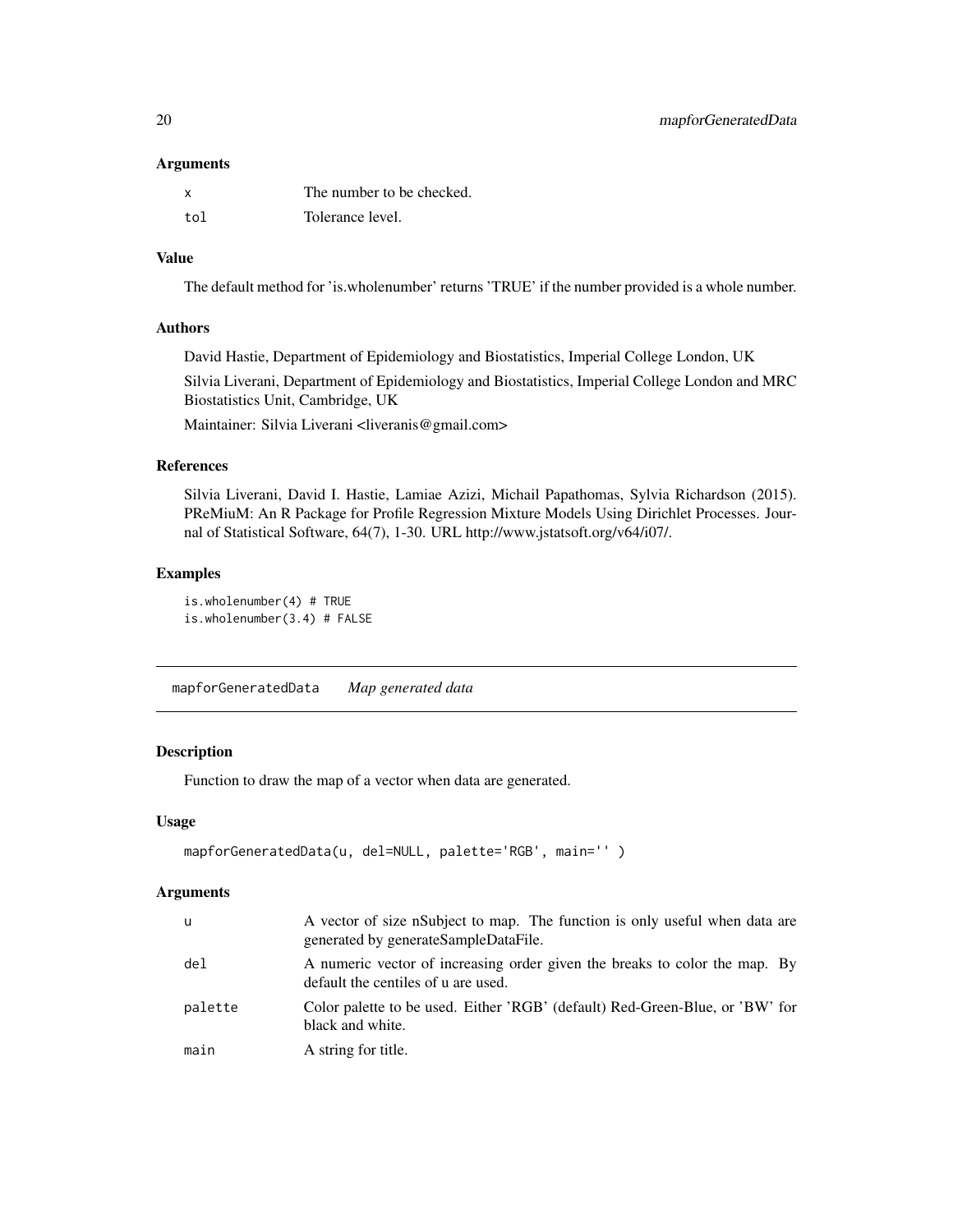### Arguments

| | |
|---|---|
| x | The number to be checked. |
| tol | Tolerance level. |

### Value

The default method for 'is.wholenumber' returns 'TRUE' if the number provided is a whole number.

### Authors

David Hastie, Department of Epidemiology and Biostatistics, Imperial College London, UK

Silvia Liverani, Department of Epidemiology and Biostatistics, Imperial College London and MRC Biostatistics Unit, Cambridge, UK

Maintainer: Silvia Liverani <liveranis@gmail.com>

### References

Silvia Liverani, David I. Hastie, Lamiae Azizi, Michail Papathomas, Sylvia Richardson (2015). PReMiuM: An R Package for Profile Regression Mixture Models Using Dirichlet Processes. Journal of Statistical Software, 64(7), 1-30. URL http://www.jstatsoft.org/v64/i07/.

### Examples

```
is.wholenumber(4) # TRUE
is.wholenumber(3.4) # FALSE
```

---

## mapforGeneratedData *Map generated data*

### Description

Function to draw the map of a vector when data are generated.

### Usage

```
mapforGeneratedData(u, del=NULL, palette='RGB', main='' )
```

### Arguments

| | |
|---|---|
| u | A vector of size nSubject to map. The function is only useful when data are generated by generateSampleDataFile. |
| del | A numeric vector of increasing order given the breaks to color the map. By default the centiles of u are used. |
| palette | Color palette to be used. Either 'RGB' (default) Red-Green-Blue, or 'BW' for black and white. |
| main | A string for title. |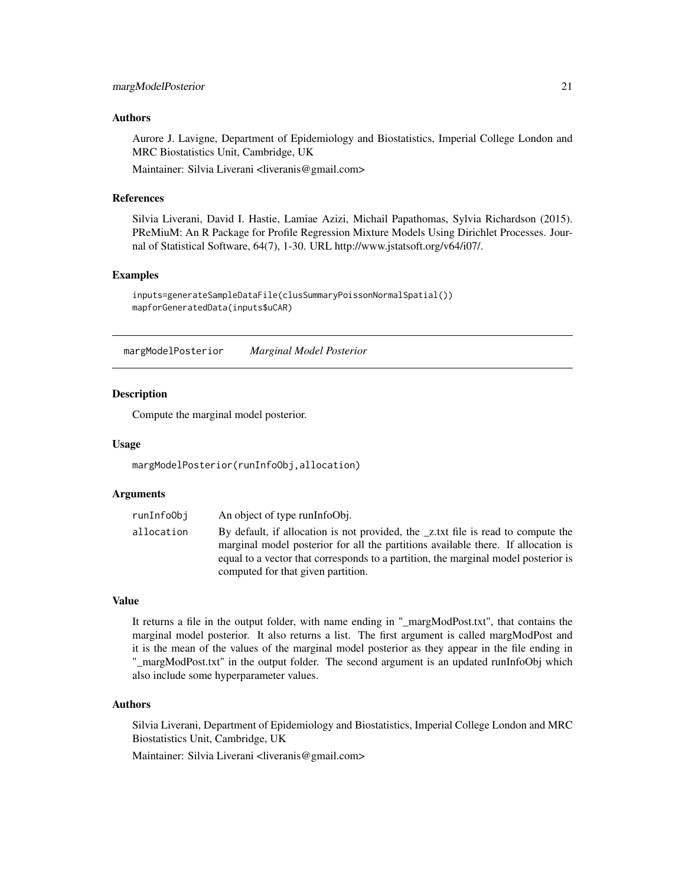### Authors

Aurore J. Lavigne, Department of Epidemiology and Biostatistics, Imperial College London and MRC Biostatistics Unit, Cambridge, UK

Maintainer: Silvia Liverani <liveranis@gmail.com>

### References

Silvia Liverani, David I. Hastie, Lamiae Azizi, Michail Papathomas, Sylvia Richardson (2015). PReMiuM: An R Package for Profile Regression Mixture Models Using Dirichlet Processes. Journal of Statistical Software, 64(7), 1-30. URL http://www.jstatsoft.org/v64/i07/.

### Examples

```
inputs=generateSampleDataFile(clusSummaryPoissonNormalSpatial())
mapforGeneratedData(inputs$uCAR)
```

---

## margModelPosterior *Marginal Model Posterior*

### Description

Compute the marginal model posterior.

### Usage

```
margModelPosterior(runInfoObj,allocation)
```

### Arguments

| | |
|---|---|
| runInfoObj | An object of type runInfoObj. |
| allocation | By default, if allocation is not provided, the _z.txt file is read to compute the marginal model posterior for all the partitions available there. If allocation is equal to a vector that corresponds to a partition, the marginal model posterior is computed for that given partition. |

### Value

It returns a file in the output folder, with name ending in "_margModPost.txt", that contains the marginal model posterior. It also returns a list. The first argument is called margModPost and it is the mean of the values of the marginal model posterior as they appear in the file ending in "_margModPost.txt" in the output folder. The second argument is an updated runInfoObj which also include some hyperparameter values.

### Authors

Silvia Liverani, Department of Epidemiology and Biostatistics, Imperial College London and MRC Biostatistics Unit, Cambridge, UK

Maintainer: Silvia Liverani <liveranis@gmail.com>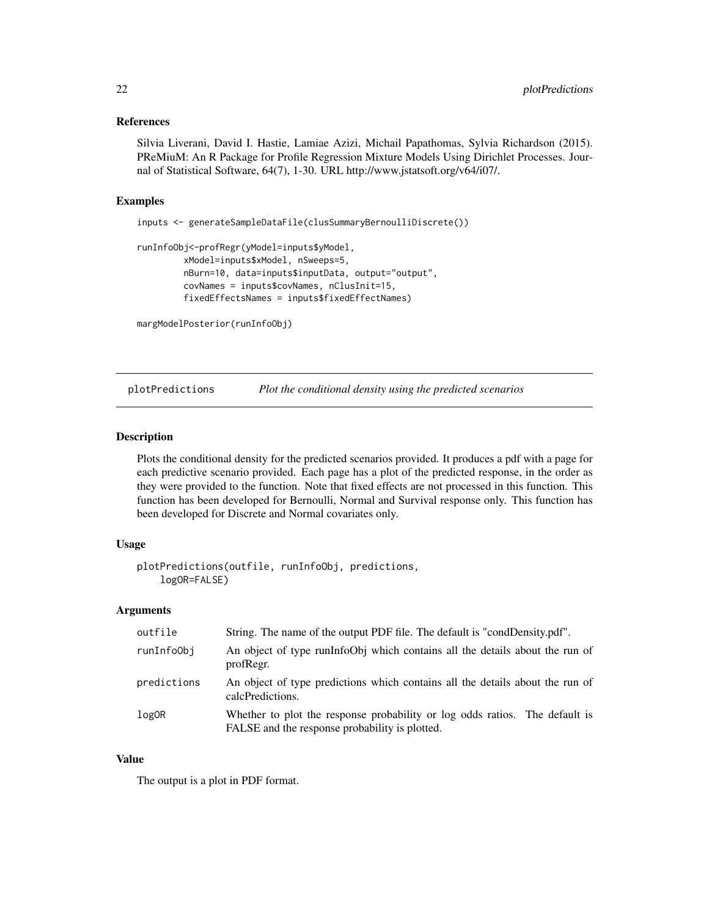### References

Silvia Liverani, David I. Hastie, Lamiae Azizi, Michail Papathomas, Sylvia Richardson (2015). PReMiuM: An R Package for Profile Regression Mixture Models Using Dirichlet Processes. Journal of Statistical Software, 64(7), 1-30. URL http://www.jstatsoft.org/v64/i07/.

### Examples

```
inputs <- generateSampleDataFile(clusSummaryBernoulliDiscrete())

runInfoObj<-profRegr(yModel=inputs$yModel,
         xModel=inputs$xModel, nSweeps=5,
         nBurn=10, data=inputs$inputData, output="output",
         covNames = inputs$covNames, nClusInit=15,
         fixedEffectsNames = inputs$fixedEffectNames)

margModelPosterior(runInfoObj)
```

---

## plotPredictions — *Plot the conditional density using the predicted scenarios*

### Description

Plots the conditional density for the predicted scenarios provided. It produces a pdf with a page for each predictive scenario provided. Each page has a plot of the predicted response, in the order as they were provided to the function. Note that fixed effects are not processed in this function. This function has been developed for Bernoulli, Normal and Survival response only. This function has been developed for Discrete and Normal covariates only.

### Usage

```
plotPredictions(outfile, runInfoObj, predictions,
    logOR=FALSE)
```

### Arguments

| | |
|---|---|
| outfile | String. The name of the output PDF file. The default is "condDensity.pdf". |
| runInfoObj | An object of type runInfoObj which contains all the details about the run of profRegr. |
| predictions | An object of type predictions which contains all the details about the run of calcPredictions. |
| logOR | Whether to plot the response probability or log odds ratios. The default is FALSE and the response probability is plotted. |

### Value

The output is a plot in PDF format.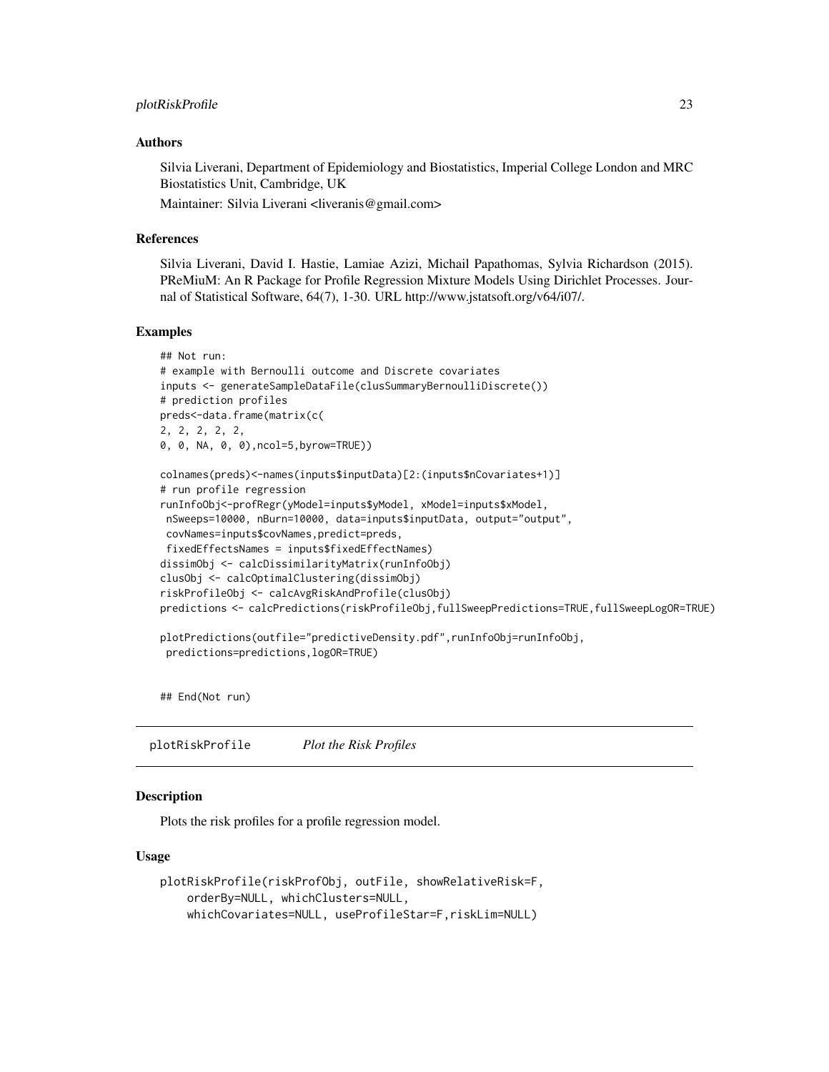### Authors

Silvia Liverani, Department of Epidemiology and Biostatistics, Imperial College London and MRC Biostatistics Unit, Cambridge, UK

Maintainer: Silvia Liverani <liveranis@gmail.com>

### References

Silvia Liverani, David I. Hastie, Lamiae Azizi, Michail Papathomas, Sylvia Richardson (2015). PReMiuM: An R Package for Profile Regression Mixture Models Using Dirichlet Processes. Journal of Statistical Software, 64(7), 1-30. URL http://www.jstatsoft.org/v64/i07/.

### Examples

```
## Not run:
# example with Bernoulli outcome and Discrete covariates
inputs <- generateSampleDataFile(clusSummaryBernoulliDiscrete())
# prediction profiles
preds<-data.frame(matrix(c(
2, 2, 2, 2, 2,
0, 0, NA, 0, 0),ncol=5,byrow=TRUE))

colnames(preds)<-names(inputs$inputData)[2:(inputs$nCovariates+1)]
# run profile regression
runInfoObj<-profRegr(yModel=inputs$yModel, xModel=inputs$xModel,
 nSweeps=10000, nBurn=10000, data=inputs$inputData, output="output",
 covNames=inputs$covNames,predict=preds,
 fixedEffectsNames = inputs$fixedEffectNames)
dissimObj <- calcDissimilarityMatrix(runInfoObj)
clusObj <- calcOptimalClustering(dissimObj)
riskProfileObj <- calcAvgRiskAndProfile(clusObj)
predictions <- calcPredictions(riskProfileObj,fullSweepPredictions=TRUE,fullSweepLogOR=TRUE)

plotPredictions(outfile="predictiveDensity.pdf",runInfoObj=runInfoObj,
 predictions=predictions,logOR=TRUE)


## End(Not run)
```

## plotRiskProfile *Plot the Risk Profiles*

### Description

Plots the risk profiles for a profile regression model.

### Usage

```
plotRiskProfile(riskProfObj, outFile, showRelativeRisk=F,
    orderBy=NULL, whichClusters=NULL,
    whichCovariates=NULL, useProfileStar=F,riskLim=NULL)
```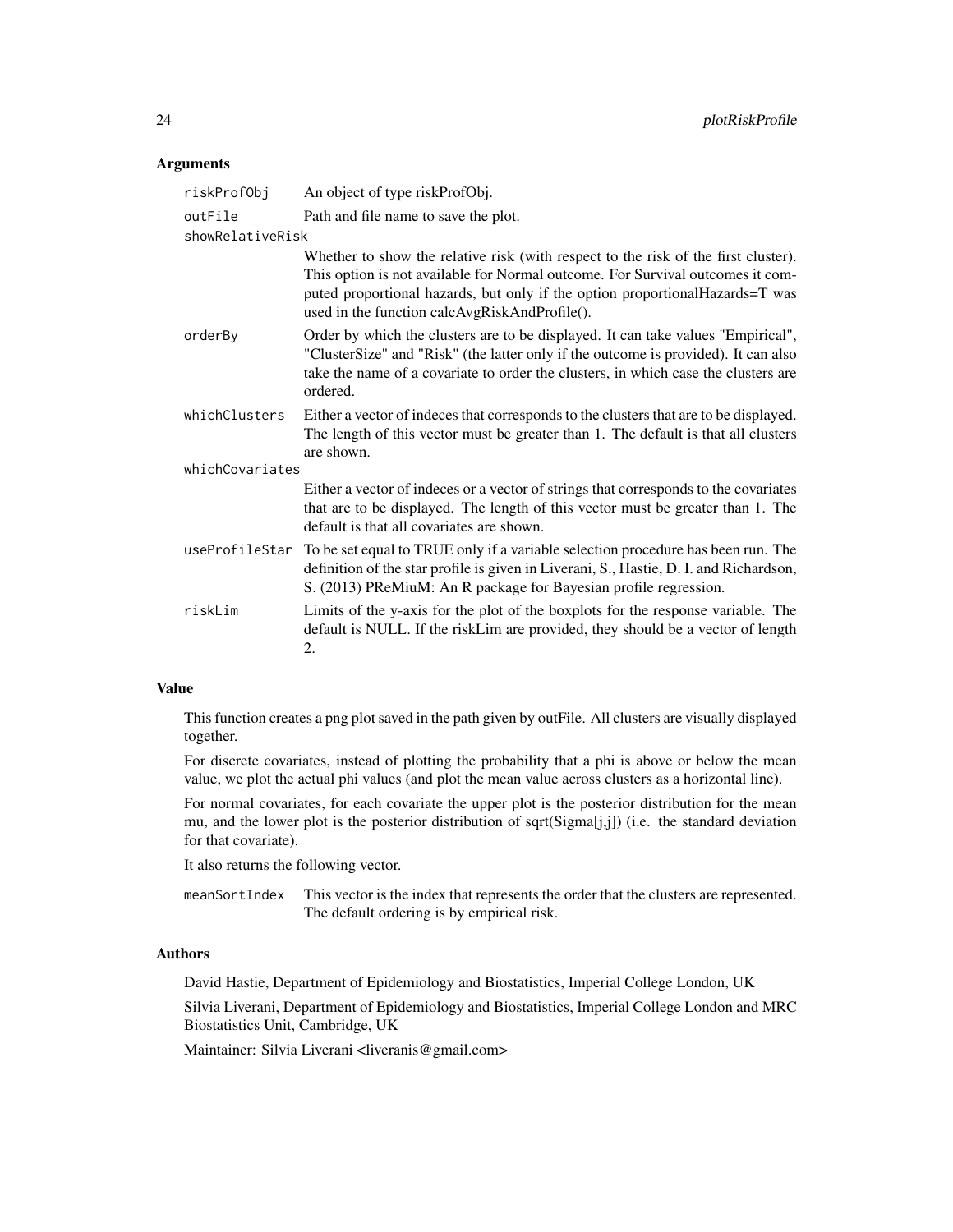### Arguments

| | |
|---|---|
| `riskProfObj` | An object of type riskProfObj. |
| `outFile` | Path and file name to save the plot. |
| `showRelativeRisk` | Whether to show the relative risk (with respect to the risk of the first cluster). This option is not available for Normal outcome. For Survival outcomes it computed proportional hazards, but only if the option proportionalHazards=T was used in the function calcAvgRiskAndProfile(). |
| `orderBy` | Order by which the clusters are to be displayed. It can take values "Empirical", "ClusterSize" and "Risk" (the latter only if the outcome is provided). It can also take the name of a covariate to order the clusters, in which case the clusters are ordered. |
| `whichClusters` | Either a vector of indeces that corresponds to the clusters that are to be displayed. The length of this vector must be greater than 1. The default is that all clusters are shown. |
| `whichCovariates` | Either a vector of indeces or a vector of strings that corresponds to the covariates that are to be displayed. The length of this vector must be greater than 1. The default is that all covariates are shown. |
| `useProfileStar` | To be set equal to TRUE only if a variable selection procedure has been run. The definition of the star profile is given in Liverani, S., Hastie, D. I. and Richardson, S. (2013) PReMiuM: An R package for Bayesian profile regression. |
| `riskLim` | Limits of the y-axis for the plot of the boxplots for the response variable. The default is NULL. If the riskLim are provided, they should be a vector of length 2. |

### Value

This function creates a png plot saved in the path given by outFile. All clusters are visually displayed together.

For discrete covariates, instead of plotting the probability that a phi is above or below the mean value, we plot the actual phi values (and plot the mean value across clusters as a horizontal line).

For normal covariates, for each covariate the upper plot is the posterior distribution for the mean mu, and the lower plot is the posterior distribution of sqrt(Sigma[j,j]) (i.e. the standard deviation for that covariate).

It also returns the following vector.

| | |
|---|---|
| `meanSortIndex` | This vector is the index that represents the order that the clusters are represented. The default ordering is by empirical risk. |

### Authors

David Hastie, Department of Epidemiology and Biostatistics, Imperial College London, UK

Silvia Liverani, Department of Epidemiology and Biostatistics, Imperial College London and MRC Biostatistics Unit, Cambridge, UK

Maintainer: Silvia Liverani <liveranis@gmail.com>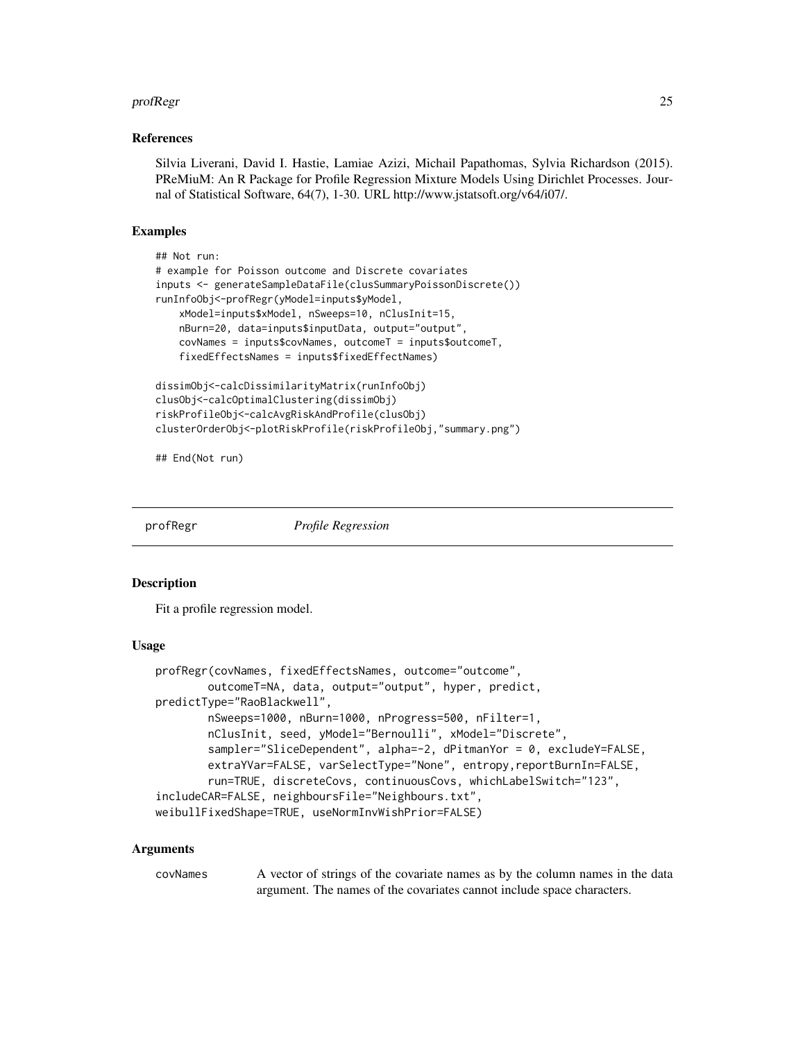## References

Silvia Liverani, David I. Hastie, Lamiae Azizi, Michail Papathomas, Sylvia Richardson (2015). PReMiuM: An R Package for Profile Regression Mixture Models Using Dirichlet Processes. Journal of Statistical Software, 64(7), 1-30. URL http://www.jstatsoft.org/v64/i07/.

## Examples

```
## Not run:
# example for Poisson outcome and Discrete covariates
inputs <- generateSampleDataFile(clusSummaryPoissonDiscrete())
runInfoObj<-profRegr(yModel=inputs$yModel,
    xModel=inputs$xModel, nSweeps=10, nClusInit=15,
    nBurn=20, data=inputs$inputData, output="output",
    covNames = inputs$covNames, outcomeT = inputs$outcomeT,
    fixedEffectsNames = inputs$fixedEffectNames)

dissimObj<-calcDissimilarityMatrix(runInfoObj)
clusObj<-calcOptimalClustering(dissimObj)
riskProfileObj<-calcAvgRiskAndProfile(clusObj)
clusterOrderObj<-plotRiskProfile(riskProfileObj,"summary.png")

## End(Not run)
```

---

# profRegr *Profile Regression*

---

## Description

Fit a profile regression model.

## Usage

```
profRegr(covNames, fixedEffectsNames, outcome="outcome",
        outcomeT=NA, data, output="output", hyper, predict,
predictType="RaoBlackwell",
        nSweeps=1000, nBurn=1000, nProgress=500, nFilter=1,
        nClusInit, seed, yModel="Bernoulli", xModel="Discrete",
        sampler="SliceDependent", alpha=-2, dPitmanYor = 0, excludeY=FALSE,
        extraYVar=FALSE, varSelectType="None", entropy,reportBurnIn=FALSE,
        run=TRUE, discreteCovs, continuousCovs, whichLabelSwitch="123",
includeCAR=FALSE, neighboursFile="Neighbours.txt",
weibullFixedShape=TRUE, useNormInvWishPrior=FALSE)
```

## Arguments

| | |
|---|---|
| covNames | A vector of strings of the covariate names as by the column names in the data argument. The names of the covariates cannot include space characters. |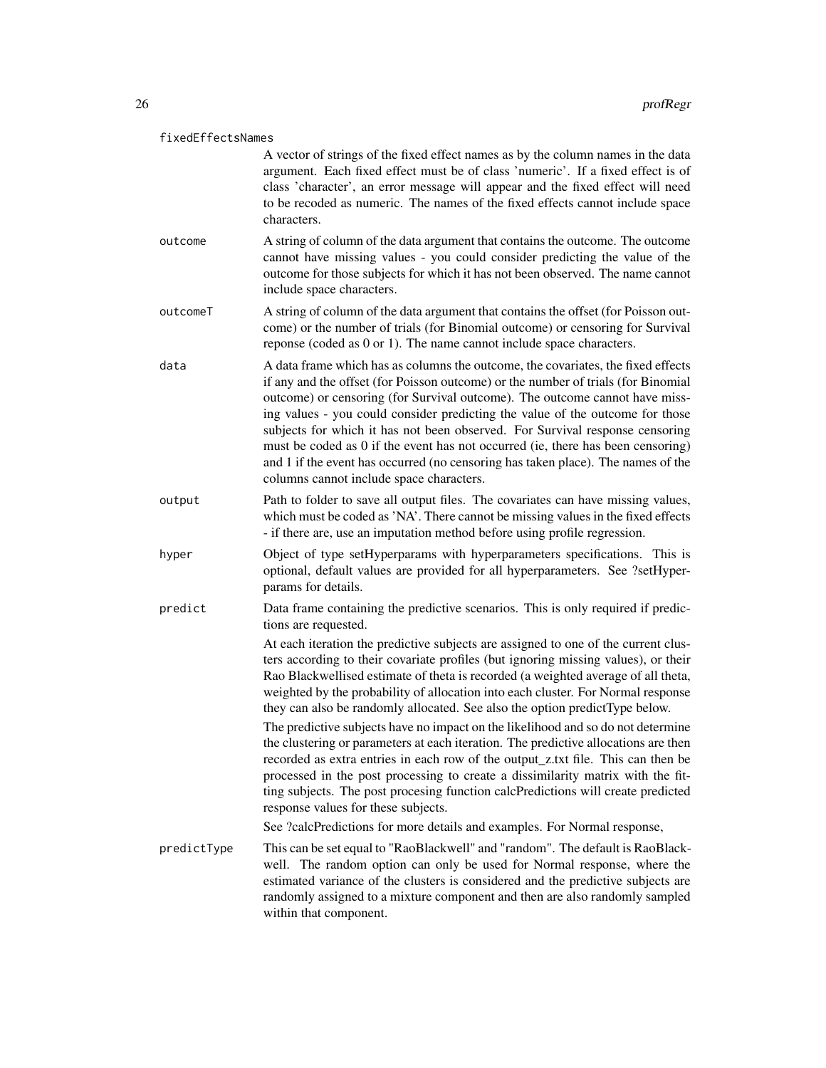fixedEffectsNames

A vector of strings of the fixed effect names as by the column names in the data argument. Each fixed effect must be of class 'numeric'. If a fixed effect is of class 'character', an error message will appear and the fixed effect will need to be recoded as numeric. The names of the fixed effects cannot include space characters.

outcome

A string of column of the data argument that contains the outcome. The outcome cannot have missing values - you could consider predicting the value of the outcome for those subjects for which it has not been observed. The name cannot include space characters.

outcomeT

A string of column of the data argument that contains the offset (for Poisson outcome) or the number of trials (for Binomial outcome) or censoring for Survival reponse (coded as 0 or 1). The name cannot include space characters.

data

A data frame which has as columns the outcome, the covariates, the fixed effects if any and the offset (for Poisson outcome) or the number of trials (for Binomial outcome) or censoring (for Survival outcome). The outcome cannot have missing values - you could consider predicting the value of the outcome for those subjects for which it has not been observed. For Survival response censoring must be coded as 0 if the event has not occurred (ie, there has been censoring) and 1 if the event has occurred (no censoring has taken place). The names of the columns cannot include space characters.

output

Path to folder to save all output files. The covariates can have missing values, which must be coded as 'NA'. There cannot be missing values in the fixed effects - if there are, use an imputation method before using profile regression.

hyper

Object of type setHyperparams with hyperparameters specifications. This is optional, default values are provided for all hyperparameters. See ?setHyperparams for details.

predict

Data frame containing the predictive scenarios. This is only required if predictions are requested.

At each iteration the predictive subjects are assigned to one of the current clusters according to their covariate profiles (but ignoring missing values), or their Rao Blackwellised estimate of theta is recorded (a weighted average of all theta, weighted by the probability of allocation into each cluster. For Normal response they can also be randomly allocated. See also the option predictType below.

The predictive subjects have no impact on the likelihood and so do not determine the clustering or parameters at each iteration. The predictive allocations are then recorded as extra entries in each row of the output_z.txt file. This can then be processed in the post processing to create a dissimilarity matrix with the fitting subjects. The post procesing function calcPredictions will create predicted response values for these subjects.

See ?calcPredictions for more details and examples. For Normal response,

predictType

This can be set equal to "RaoBlackwell" and "random". The default is RaoBlackwell. The random option can only be used for Normal response, where the estimated variance of the clusters is considered and the predictive subjects are randomly assigned to a mixture component and then are also randomly sampled within that component.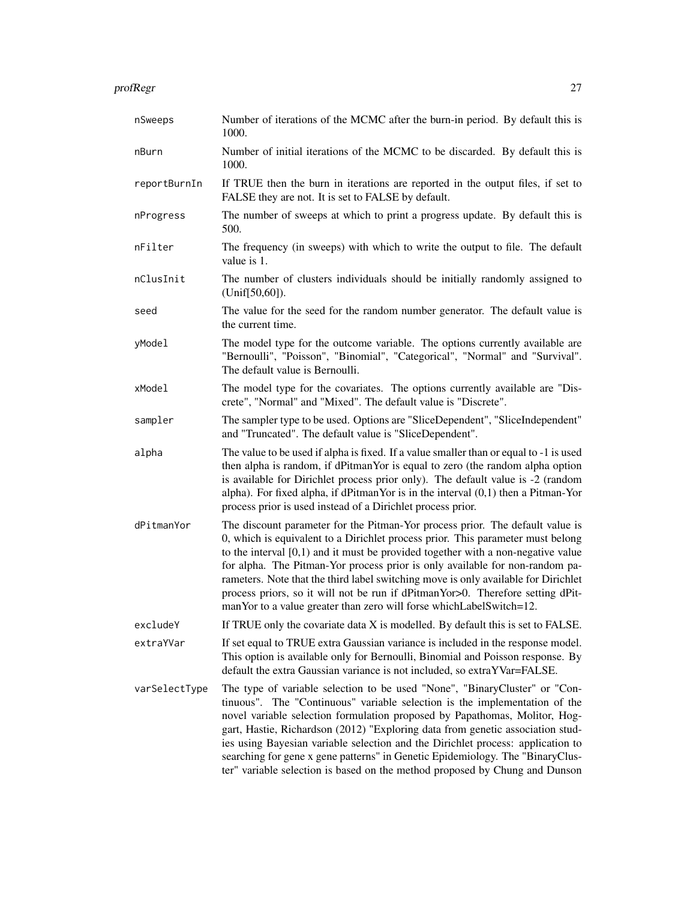| | |
|---|---|
| nSweeps | Number of iterations of the MCMC after the burn-in period. By default this is 1000. |
| nBurn | Number of initial iterations of the MCMC to be discarded. By default this is 1000. |
| reportBurnIn | If TRUE then the burn in iterations are reported in the output files, if set to FALSE they are not. It is set to FALSE by default. |
| nProgress | The number of sweeps at which to print a progress update. By default this is 500. |
| nFilter | The frequency (in sweeps) with which to write the output to file. The default value is 1. |
| nClusInit | The number of clusters individuals should be initially randomly assigned to (Unif[50,60]). |
| seed | The value for the seed for the random number generator. The default value is the current time. |
| yModel | The model type for the outcome variable. The options currently available are "Bernoulli", "Poisson", "Binomial", "Categorical", "Normal" and "Survival". The default value is Bernoulli. |
| xModel | The model type for the covariates. The options currently available are "Discrete", "Normal" and "Mixed". The default value is "Discrete". |
| sampler | The sampler type to be used. Options are "SliceDependent", "SliceIndependent" and "Truncated". The default value is "SliceDependent". |
| alpha | The value to be used if alpha is fixed. If a value smaller than or equal to -1 is used then alpha is random, if dPitmanYor is equal to zero (the random alpha option is available for Dirichlet process prior only). The default value is -2 (random alpha). For fixed alpha, if dPitmanYor is in the interval (0,1) then a Pitman-Yor process prior is used instead of a Dirichlet process prior. |
| dPitmanYor | The discount parameter for the Pitman-Yor process prior. The default value is 0, which is equivalent to a Dirichlet process prior. This parameter must belong to the interval [0,1) and it must be provided together with a non-negative value for alpha. The Pitman-Yor process prior is only available for non-random parameters. Note that the third label switching move is only available for Dirichlet process priors, so it will not be run if dPitmanYor>0. Therefore setting dPitmanYor to a value greater than zero will forse whichLabelSwitch=12. |
| excludeY | If TRUE only the covariate data X is modelled. By default this is set to FALSE. |
| extraYVar | If set equal to TRUE extra Gaussian variance is included in the response model. This option is available only for Bernoulli, Binomial and Poisson response. By default the extra Gaussian variance is not included, so extraYVar=FALSE. |
| varSelectType | The type of variable selection to be used "None", "BinaryCluster" or "Continuous". The "Continuous" variable selection is the implementation of the novel variable selection formulation proposed by Papathomas, Molitor, Hoggart, Hastie, Richardson (2012) "Exploring data from genetic association studies using Bayesian variable selection and the Dirichlet process: application to searching for gene x gene patterns" in Genetic Epidemiology. The "BinaryCluster" variable selection is based on the method proposed by Chung and Dunson |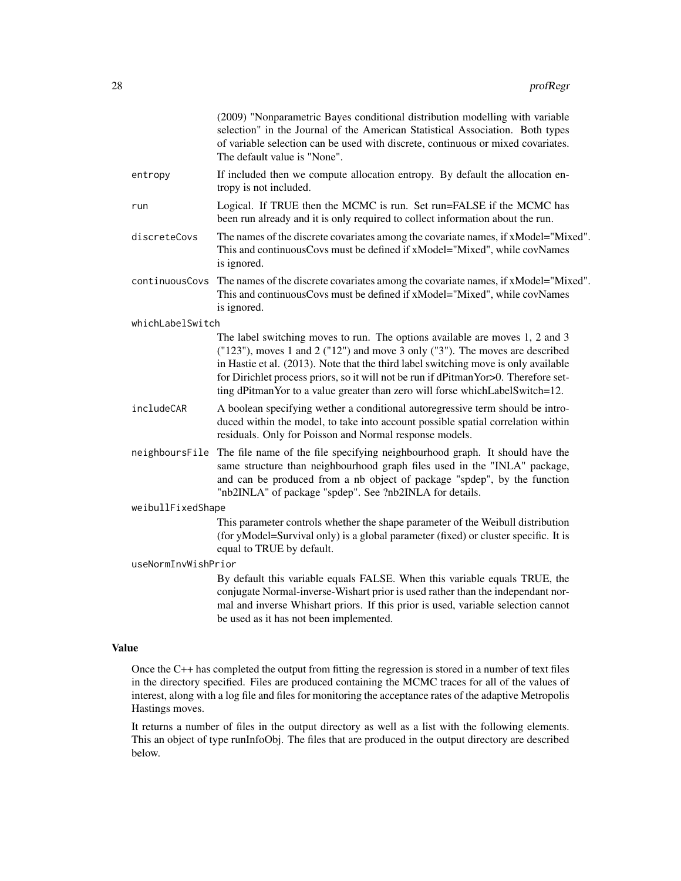(2009) "Nonparametric Bayes conditional distribution modelling with variable selection" in the Journal of the American Statistical Association. Both types of variable selection can be used with discrete, continuous or mixed covariates. The default value is "None".

`entropy`
: If included then we compute allocation entropy. By default the allocation entropy is not included.

`run`
: Logical. If TRUE then the MCMC is run. Set run=FALSE if the MCMC has been run already and it is only required to collect information about the run.

`discreteCovs`
: The names of the discrete covariates among the covariate names, if xModel="Mixed". This and continuousCovs must be defined if xModel="Mixed", while covNames is ignored.

`continuousCovs`
: The names of the discrete covariates among the covariate names, if xModel="Mixed". This and continuousCovs must be defined if xModel="Mixed", while covNames is ignored.

`whichLabelSwitch`
: The label switching moves to run. The options available are moves 1, 2 and 3 ("123"), moves 1 and 2 ("12") and move 3 only ("3"). The moves are described in Hastie et al. (2013). Note that the third label switching move is only available for Dirichlet process priors, so it will not be run if dPitmanYor>0. Therefore setting dPitmanYor to a value greater than zero will forse whichLabelSwitch=12.

`includeCAR`
: A boolean specifying wether a conditional autoregressive term should be introduced within the model, to take into account possible spatial correlation within residuals. Only for Poisson and Normal response models.

`neighboursFile`
: The file name of the file specifying neighbourhood graph. It should have the same structure than neighbourhood graph files used in the "INLA" package, and can be produced from a nb object of package "spdep", by the function "nb2INLA" of package "spdep". See ?nb2INLA for details.

`weibullFixedShape`
: This parameter controls whether the shape parameter of the Weibull distribution (for yModel=Survival only) is a global parameter (fixed) or cluster specific. It is equal to TRUE by default.

`useNormInvWishPrior`
: By default this variable equals FALSE. When this variable equals TRUE, the conjugate Normal-inverse-Wishart prior is used rather than the independant normal and inverse Whishart priors. If this prior is used, variable selection cannot be used as it has not been implemented.

## Value

Once the C++ has completed the output from fitting the regression is stored in a number of text files in the directory specified. Files are produced containing the MCMC traces for all of the values of interest, along with a log file and files for monitoring the acceptance rates of the adaptive Metropolis Hastings moves.

It returns a number of files in the output directory as well as a list with the following elements. This an object of type runInfoObj. The files that are produced in the output directory are described below.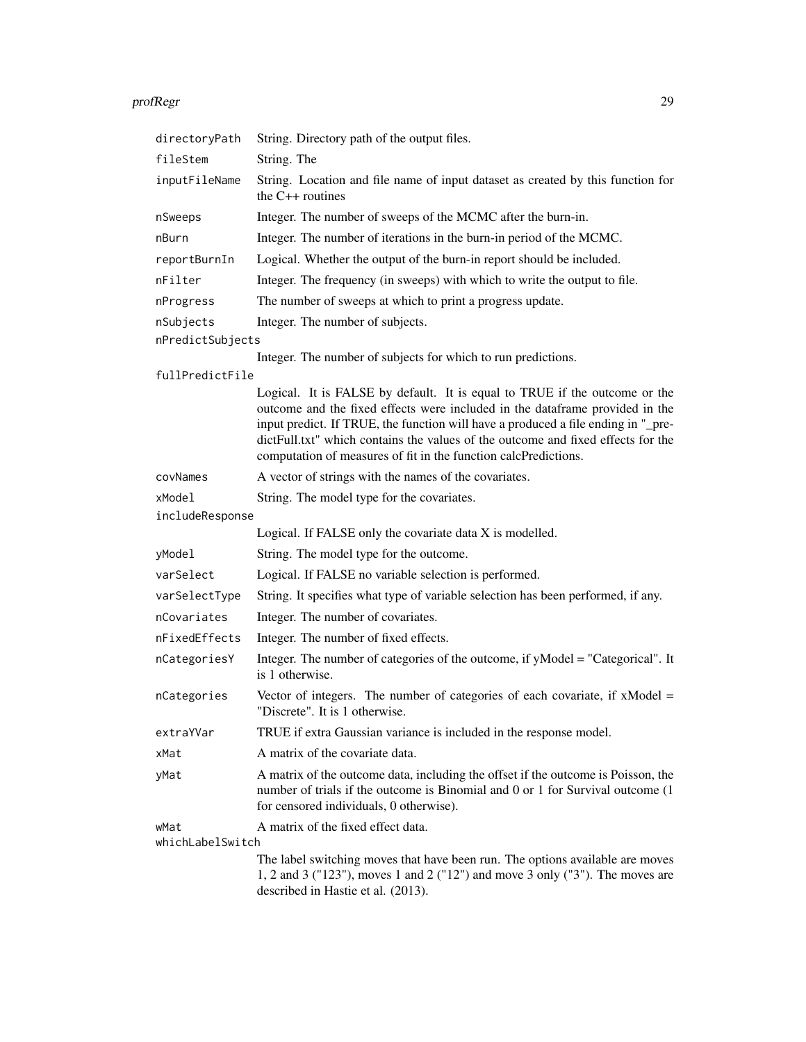| | |
|---|---|
| `directoryPath` | String. Directory path of the output files. |
| `fileStem` | String. The |
| `inputFileName` | String. Location and file name of input dataset as created by this function for the C++ routines |
| `nSweeps` | Integer. The number of sweeps of the MCMC after the burn-in. |
| `nBurn` | Integer. The number of iterations in the burn-in period of the MCMC. |
| `reportBurnIn` | Logical. Whether the output of the burn-in report should be included. |
| `nFilter` | Integer. The frequency (in sweeps) with which to write the output to file. |
| `nProgress` | The number of sweeps at which to print a progress update. |
| `nSubjects` | Integer. The number of subjects. |
| `nPredictSubjects` | Integer. The number of subjects for which to run predictions. |
| `fullPredictFile` | Logical. It is FALSE by default. It is equal to TRUE if the outcome or the outcome and the fixed effects were included in the dataframe provided in the input predict. If TRUE, the function will have a produced a file ending in "_predictFull.txt" which contains the values of the outcome and fixed effects for the computation of measures of fit in the function calcPredictions. |
| `covNames` | A vector of strings with the names of the covariates. |
| `xModel` | String. The model type for the covariates. |
| `includeResponse` | Logical. If FALSE only the covariate data X is modelled. |
| `yModel` | String. The model type for the outcome. |
| `varSelect` | Logical. If FALSE no variable selection is performed. |
| `varSelectType` | String. It specifies what type of variable selection has been performed, if any. |
| `nCovariates` | Integer. The number of covariates. |
| `nFixedEffects` | Integer. The number of fixed effects. |
| `nCategoriesY` | Integer. The number of categories of the outcome, if yModel = "Categorical". It is 1 otherwise. |
| `nCategories` | Vector of integers. The number of categories of each covariate, if xModel = "Discrete". It is 1 otherwise. |
| `extraYVar` | TRUE if extra Gaussian variance is included in the response model. |
| `xMat` | A matrix of the covariate data. |
| `yMat` | A matrix of the outcome data, including the offset if the outcome is Poisson, the number of trials if the outcome is Binomial and 0 or 1 for Survival outcome (1 for censored individuals, 0 otherwise). |
| `wMat` | A matrix of the fixed effect data. |
| `whichLabelSwitch` | The label switching moves that have been run. The options available are moves 1, 2 and 3 ("123"), moves 1 and 2 ("12") and move 3 only ("3"). The moves are described in Hastie et al. (2013). |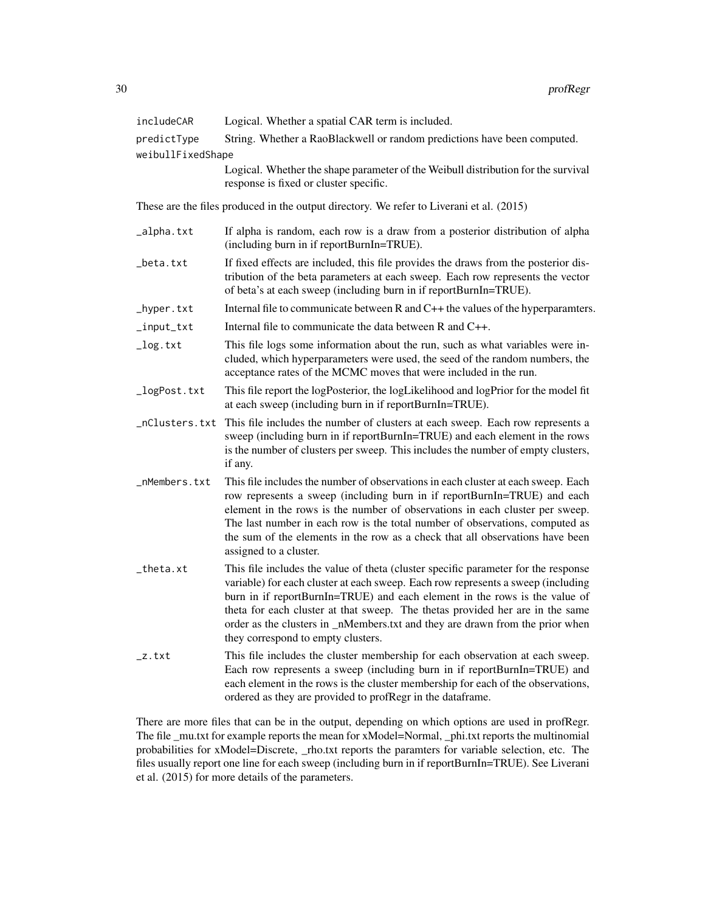includeCAR Logical. Whether a spatial CAR term is included.

predictType String. Whether a RaoBlackwell or random predictions have been computed.

weibullFixedShape
Logical. Whether the shape parameter of the Weibull distribution for the survival response is fixed or cluster specific.

These are the files produced in the output directory. We refer to Liverani et al. (2015)

_alpha.txt If alpha is random, each row is a draw from a posterior distribution of alpha (including burn in if reportBurnIn=TRUE).

_beta.txt If fixed effects are included, this file provides the draws from the posterior distribution of the beta parameters at each sweep. Each row represents the vector of beta's at each sweep (including burn in if reportBurnIn=TRUE).

_hyper.txt Internal file to communicate between R and C++ the values of the hyperparamters.

_input_txt Internal file to communicate the data between R and C++.

_log.txt This file logs some information about the run, such as what variables were included, which hyperparameters were used, the seed of the random numbers, the acceptance rates of the MCMC moves that were included in the run.

_logPost.txt This file report the logPosterior, the logLikelihood and logPrior for the model fit at each sweep (including burn in if reportBurnIn=TRUE).

_nClusters.txt This file includes the number of clusters at each sweep. Each row represents a sweep (including burn in if reportBurnIn=TRUE) and each element in the rows is the number of clusters per sweep. This includes the number of empty clusters, if any.

_nMembers.txt This file includes the number of observations in each cluster at each sweep. Each row represents a sweep (including burn in if reportBurnIn=TRUE) and each element in the rows is the number of observations in each cluster per sweep. The last number in each row is the total number of observations, computed as the sum of the elements in the row as a check that all observations have been assigned to a cluster.

_theta.xt This file includes the value of theta (cluster specific parameter for the response variable) for each cluster at each sweep. Each row represents a sweep (including burn in if reportBurnIn=TRUE) and each element in the rows is the value of theta for each cluster at that sweep. The thetas provided her are in the same order as the clusters in _nMembers.txt and they are drawn from the prior when they correspond to empty clusters.

_z.txt This file includes the cluster membership for each observation at each sweep. Each row represents a sweep (including burn in if reportBurnIn=TRUE) and each element in the rows is the cluster membership for each of the observations, ordered as they are provided to profRegr in the dataframe.

There are more files that can be in the output, depending on which options are used in profRegr. The file _mu.txt for example reports the mean for xModel=Normal, _phi.txt reports the multinomial probabilities for xModel=Discrete, _rho.txt reports the paramters for variable selection, etc. The files usually report one line for each sweep (including burn in if reportBurnIn=TRUE). See Liverani et al. (2015) for more details of the parameters.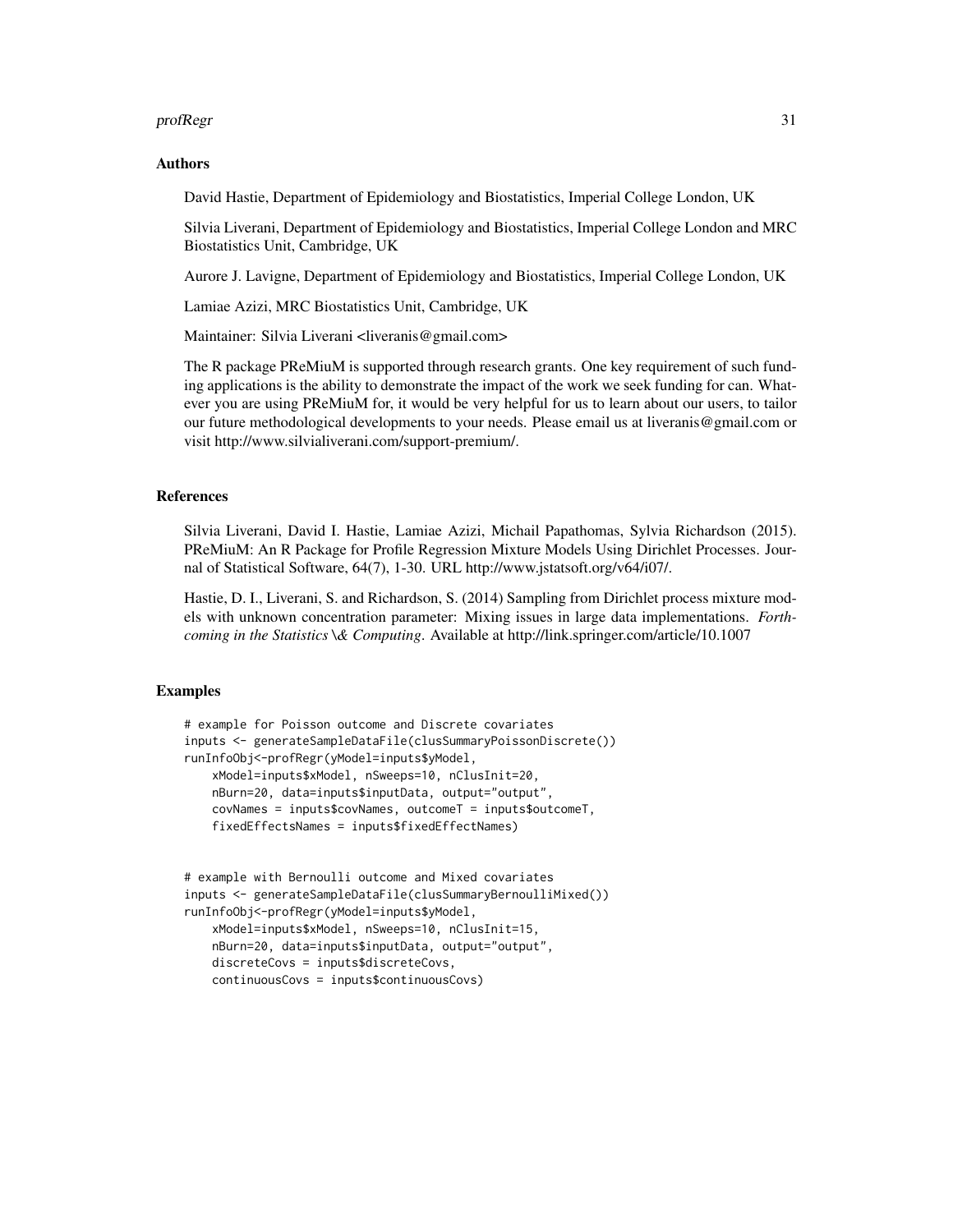## Authors

David Hastie, Department of Epidemiology and Biostatistics, Imperial College London, UK

Silvia Liverani, Department of Epidemiology and Biostatistics, Imperial College London and MRC Biostatistics Unit, Cambridge, UK

Aurore J. Lavigne, Department of Epidemiology and Biostatistics, Imperial College London, UK

Lamiae Azizi, MRC Biostatistics Unit, Cambridge, UK

Maintainer: Silvia Liverani <liveranis@gmail.com>

The R package PReMiuM is supported through research grants. One key requirement of such funding applications is the ability to demonstrate the impact of the work we seek funding for can. Whatever you are using PReMiuM for, it would be very helpful for us to learn about our users, to tailor our future methodological developments to your needs. Please email us at liveranis@gmail.com or visit http://www.silvialiverani.com/support-premium/.

## References

Silvia Liverani, David I. Hastie, Lamiae Azizi, Michail Papathomas, Sylvia Richardson (2015). PReMiuM: An R Package for Profile Regression Mixture Models Using Dirichlet Processes. Journal of Statistical Software, 64(7), 1-30. URL http://www.jstatsoft.org/v64/i07/.

Hastie, D. I., Liverani, S. and Richardson, S. (2014) Sampling from Dirichlet process mixture models with unknown concentration parameter: Mixing issues in large data implementations. *Forthcoming in the Statistics \& Computing*. Available at http://link.springer.com/article/10.1007

## Examples

```
# example for Poisson outcome and Discrete covariates
inputs <- generateSampleDataFile(clusSummaryPoissonDiscrete())
runInfoObj<-profRegr(yModel=inputs$yModel,
    xModel=inputs$xModel, nSweeps=10, nClusInit=20,
    nBurn=20, data=inputs$inputData, output="output",
    covNames = inputs$covNames, outcomeT = inputs$outcomeT,
    fixedEffectsNames = inputs$fixedEffectNames)


# example with Bernoulli outcome and Mixed covariates
inputs <- generateSampleDataFile(clusSummaryBernoulliMixed())
runInfoObj<-profRegr(yModel=inputs$yModel,
    xModel=inputs$xModel, nSweeps=10, nClusInit=15,
    nBurn=20, data=inputs$inputData, output="output",
    discreteCovs = inputs$discreteCovs,
    continuousCovs = inputs$continuousCovs)
```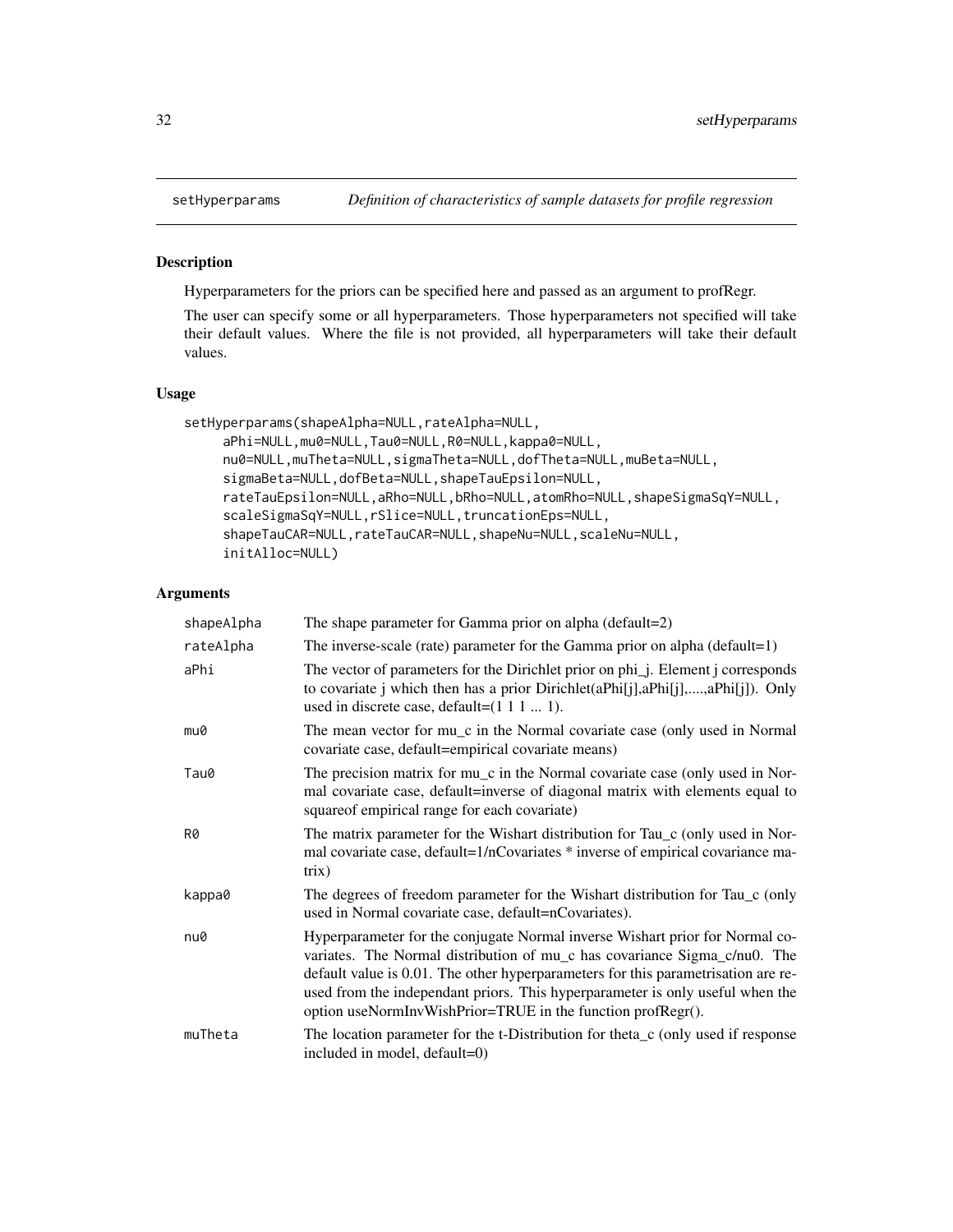## setHyperparams — *Definition of characteristics of sample datasets for profile regression*

### Description

Hyperparameters for the priors can be specified here and passed as an argument to profRegr.

The user can specify some or all hyperparameters. Those hyperparameters not specified will take their default values. Where the file is not provided, all hyperparameters will take their default values.

### Usage

```
setHyperparams(shapeAlpha=NULL,rateAlpha=NULL,
     aPhi=NULL,mu0=NULL,Tau0=NULL,R0=NULL,kappa0=NULL,
     nu0=NULL,muTheta=NULL,sigmaTheta=NULL,dofTheta=NULL,muBeta=NULL,
     sigmaBeta=NULL,dofBeta=NULL,shapeTauEpsilon=NULL,
     rateTauEpsilon=NULL,aRho=NULL,bRho=NULL,atomRho=NULL,shapeSigmaSqY=NULL,
     scaleSigmaSqY=NULL,rSlice=NULL,truncationEps=NULL,
     shapeTauCAR=NULL,rateTauCAR=NULL,shapeNu=NULL,scaleNu=NULL,
     initAlloc=NULL)
```

### Arguments

| | |
|---|---|
| shapeAlpha | The shape parameter for Gamma prior on alpha (default=2) |
| rateAlpha | The inverse-scale (rate) parameter for the Gamma prior on alpha (default=1) |
| aPhi | The vector of parameters for the Dirichlet prior on phi_j. Element j corresponds to covariate j which then has a prior Dirichlet(aPhi[j],aPhi[j],.....,aPhi[j]). Only used in discrete case, default=(1 1 1 ... 1). |
| mu0 | The mean vector for mu_c in the Normal covariate case (only used in Normal covariate case, default=empirical covariate means) |
| Tau0 | The precision matrix for mu_c in the Normal covariate case (only used in Normal covariate case, default=inverse of diagonal matrix with elements equal to squareof empirical range for each covariate) |
| R0 | The matrix parameter for the Wishart distribution for Tau_c (only used in Normal covariate case, default=1/nCovariates * inverse of empirical covariance matrix) |
| kappa0 | The degrees of freedom parameter for the Wishart distribution for Tau_c (only used in Normal covariate case, default=nCovariates). |
| nu0 | Hyperparameter for the conjugate Normal inverse Wishart prior for Normal covariates. The Normal distribution of mu_c has covariance Sigma_c/nu0. The default value is 0.01. The other hyperparameters for this parametrisation are reused from the independant priors. This hyperparameter is only useful when the option useNormInvWishPrior=TRUE in the function profRegr(). |
| muTheta | The location parameter for the t-Distribution for theta_c (only used if response included in model, default=0) |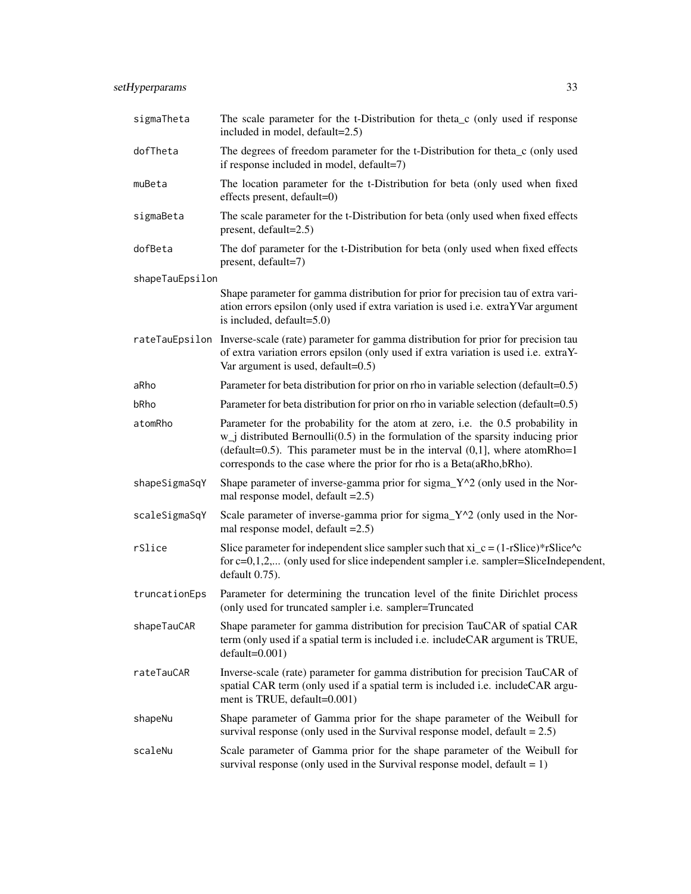| | |
|---|---|
| `sigmaTheta` | The scale parameter for the t-Distribution for theta_c (only used if response included in model, default=2.5) |
| `dofTheta` | The degrees of freedom parameter for the t-Distribution for theta_c (only used if response included in model, default=7) |
| `muBeta` | The location parameter for the t-Distribution for beta (only used when fixed effects present, default=0) |
| `sigmaBeta` | The scale parameter for the t-Distribution for beta (only used when fixed effects present, default=2.5) |
| `dofBeta` | The dof parameter for the t-Distribution for beta (only used when fixed effects present, default=7) |
| `shapeTauEpsilon` | Shape parameter for gamma distribution for prior for precision tau of extra variation errors epsilon (only used if extra variation is used i.e. extraYVar argument is included, default=5.0) |
| `rateTauEpsilon` | Inverse-scale (rate) parameter for gamma distribution for prior for precision tau of extra variation errors epsilon (only used if extra variation is used i.e. extraYVar argument is used, default=0.5) |
| `aRho` | Parameter for beta distribution for prior on rho in variable selection (default=0.5) |
| `bRho` | Parameter for beta distribution for prior on rho in variable selection (default=0.5) |
| `atomRho` | Parameter for the probability for the atom at zero, i.e. the 0.5 probability in w_j distributed Bernoulli(0.5) in the formulation of the sparsity inducing prior (default=0.5). This parameter must be in the interval (0,1], where atomRho=1 corresponds to the case where the prior for rho is a Beta(aRho,bRho). |
| `shapeSigmaSqY` | Shape parameter of inverse-gamma prior for sigma_Y^2 (only used in the Normal response model, default =2.5) |
| `scaleSigmaSqY` | Scale parameter of inverse-gamma prior for sigma_Y^2 (only used in the Normal response model, default =2.5) |
| `rSlice` | Slice parameter for independent slice sampler such that xi_c = (1-rSlice)*rSlice^c for c=0,1,2,... (only used for slice independent sampler i.e. sampler=SliceIndependent, default 0.75). |
| `truncationEps` | Parameter for determining the truncation level of the finite Dirichlet process (only used for truncated sampler i.e. sampler=Truncated |
| `shapeTauCAR` | Shape parameter for gamma distribution for precision TauCAR of spatial CAR term (only used if a spatial term is included i.e. includeCAR argument is TRUE, default=0.001) |
| `rateTauCAR` | Inverse-scale (rate) parameter for gamma distribution for precision TauCAR of spatial CAR term (only used if a spatial term is included i.e. includeCAR argument is TRUE, default=0.001) |
| `shapeNu` | Shape parameter of Gamma prior for the shape parameter of the Weibull for survival response (only used in the Survival response model, default = 2.5) |
| `scaleNu` | Scale parameter of Gamma prior for the shape parameter of the Weibull for survival response (only used in the Survival response model, default = 1) |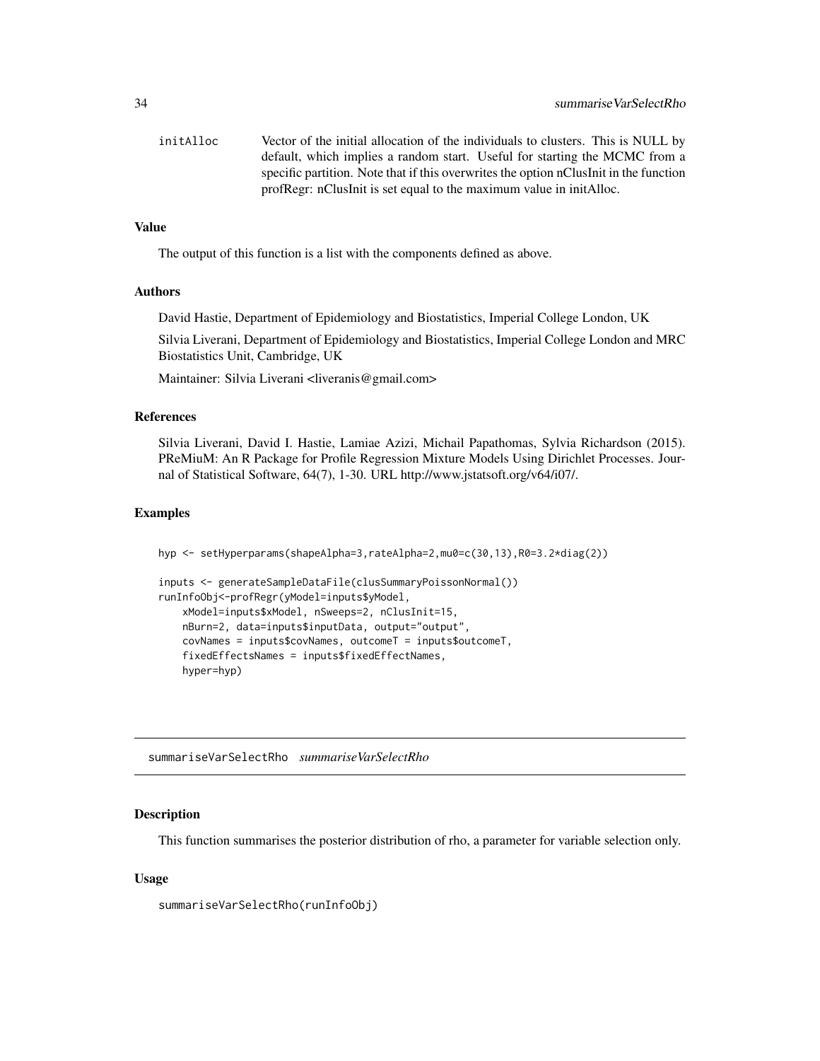initAlloc Vector of the initial allocation of the individuals to clusters. This is NULL by default, which implies a random start. Useful for starting the MCMC from a specific partition. Note that if this overwrites the option nClusInit in the function profRegr: nClusInit is set equal to the maximum value in initAlloc.

### Value

The output of this function is a list with the components defined as above.

### Authors

David Hastie, Department of Epidemiology and Biostatistics, Imperial College London, UK

Silvia Liverani, Department of Epidemiology and Biostatistics, Imperial College London and MRC Biostatistics Unit, Cambridge, UK

Maintainer: Silvia Liverani <liveranis@gmail.com>

### References

Silvia Liverani, David I. Hastie, Lamiae Azizi, Michail Papathomas, Sylvia Richardson (2015). PReMiuM: An R Package for Profile Regression Mixture Models Using Dirichlet Processes. Journal of Statistical Software, 64(7), 1-30. URL http://www.jstatsoft.org/v64/i07/.

### Examples

```
hyp <- setHyperparams(shapeAlpha=3,rateAlpha=2,mu0=c(30,13),R0=3.2*diag(2))

inputs <- generateSampleDataFile(clusSummaryPoissonNormal())
runInfoObj<-profRegr(yModel=inputs$yModel,
    xModel=inputs$xModel, nSweeps=2, nClusInit=15,
    nBurn=2, data=inputs$inputData, output="output",
    covNames = inputs$covNames, outcomeT = inputs$outcomeT,
    fixedEffectsNames = inputs$fixedEffectNames,
    hyper=hyp)
```

## summariseVarSelectRho *summariseVarSelectRho*

### Description

This function summarises the posterior distribution of rho, a parameter for variable selection only.

### Usage

```
summariseVarSelectRho(runInfoObj)
```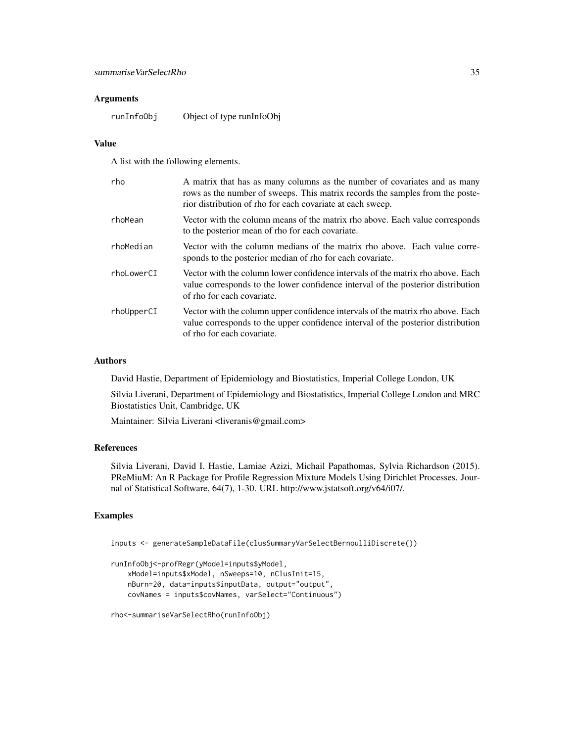## Arguments

runInfoObj    Object of type runInfoObj

## Value

A list with the following elements.

rho    A matrix that has as many columns as the number of covariates and as many rows as the number of sweeps. This matrix records the samples from the posterior distribution of rho for each covariate at each sweep.

rhoMean    Vector with the column means of the matrix rho above. Each value corresponds to the posterior mean of rho for each covariate.

rhoMedian    Vector with the column medians of the matrix rho above. Each value corresponds to the posterior median of rho for each covariate.

rhoLowerCI    Vector with the column lower confidence intervals of the matrix rho above. Each value corresponds to the lower confidence interval of the posterior distribution of rho for each covariate.

rhoUpperCI    Vector with the column upper confidence intervals of the matrix rho above. Each value corresponds to the upper confidence interval of the posterior distribution of rho for each covariate.

## Authors

David Hastie, Department of Epidemiology and Biostatistics, Imperial College London, UK

Silvia Liverani, Department of Epidemiology and Biostatistics, Imperial College London and MRC Biostatistics Unit, Cambridge, UK

Maintainer: Silvia Liverani <liveranis@gmail.com>

## References

Silvia Liverani, David I. Hastie, Lamiae Azizi, Michail Papathomas, Sylvia Richardson (2015). PReMiuM: An R Package for Profile Regression Mixture Models Using Dirichlet Processes. Journal of Statistical Software, 64(7), 1-30. URL http://www.jstatsoft.org/v64/i07/.

## Examples

```
inputs <- generateSampleDataFile(clusSummaryVarSelectBernoulliDiscrete())

runInfoObj<-profRegr(yModel=inputs$yModel,
    xModel=inputs$xModel, nSweeps=10, nClusInit=15,
    nBurn=20, data=inputs$inputData, output="output",
    covNames = inputs$covNames, varSelect="Continuous")

rho<-summariseVarSelectRho(runInfoObj)
```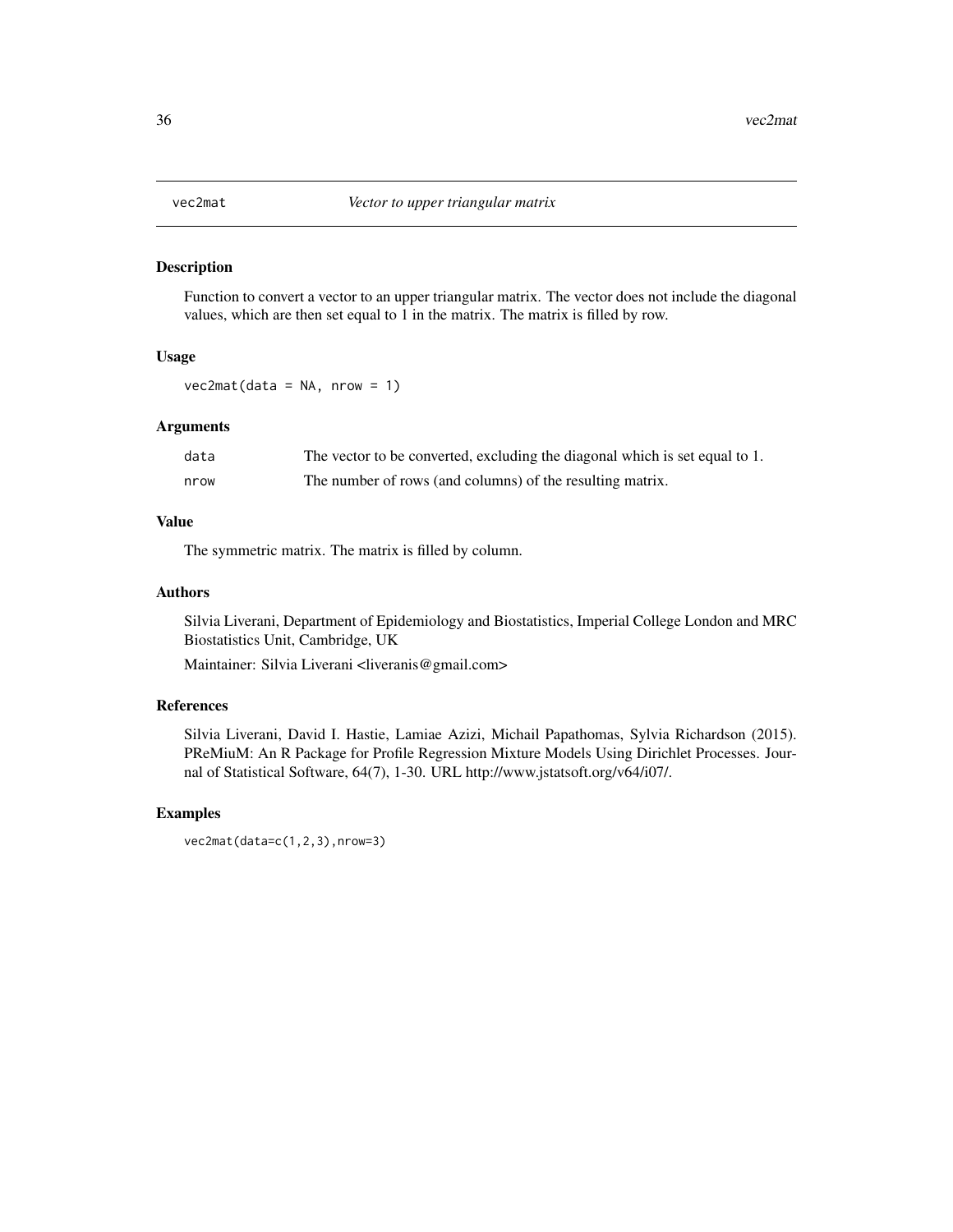# vec2mat — *Vector to upper triangular matrix*

## Description

Function to convert a vector to an upper triangular matrix. The vector does not include the diagonal values, which are then set equal to 1 in the matrix. The matrix is filled by row.

## Usage

```
vec2mat(data = NA, nrow = 1)
```

## Arguments

| | |
|---|---|
| data | The vector to be converted, excluding the diagonal which is set equal to 1. |
| nrow | The number of rows (and columns) of the resulting matrix. |

## Value

The symmetric matrix. The matrix is filled by column.

## Authors

Silvia Liverani, Department of Epidemiology and Biostatistics, Imperial College London and MRC Biostatistics Unit, Cambridge, UK

Maintainer: Silvia Liverani <liveranis@gmail.com>

## References

Silvia Liverani, David I. Hastie, Lamiae Azizi, Michail Papathomas, Sylvia Richardson (2015). PReMiuM: An R Package for Profile Regression Mixture Models Using Dirichlet Processes. Journal of Statistical Software, 64(7), 1-30. URL http://www.jstatsoft.org/v64/i07/.

## Examples

```
vec2mat(data=c(1,2,3),nrow=3)
```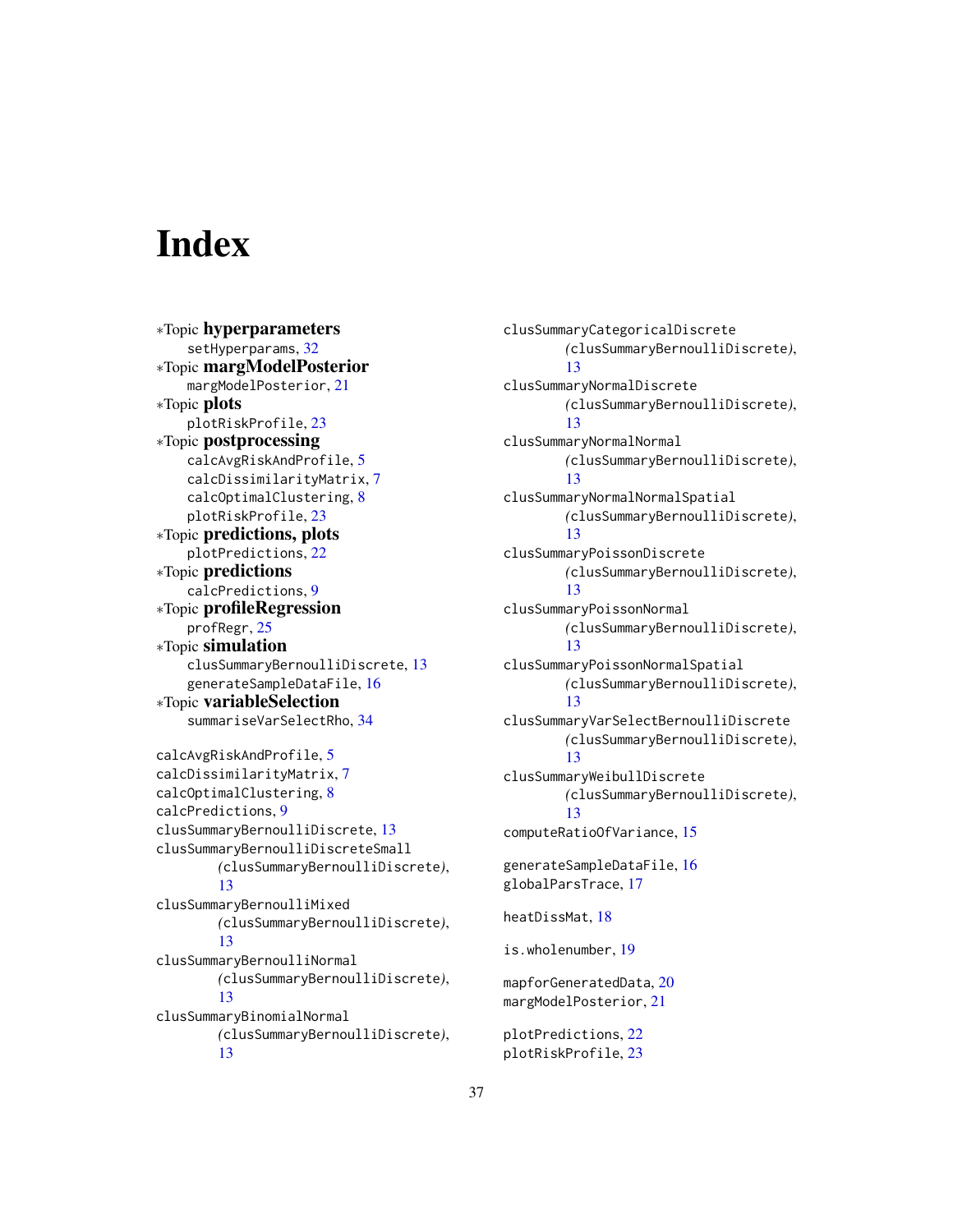# Index

∗Topic **hyperparameters**
  setHyperparams, 32
∗Topic **margModelPosterior**
  margModelPosterior, 21
∗Topic **plots**
  plotRiskProfile, 23
∗Topic **postprocessing**
  calcAvgRiskAndProfile, 5
  calcDissimilarityMatrix, 7
  calcOptimalClustering, 8
  plotRiskProfile, 23
∗Topic **predictions, plots**
  plotPredictions, 22
∗Topic **predictions**
  calcPredictions, 9
∗Topic **profileRegression**
  profRegr, 25
∗Topic **simulation**
  clusSummaryBernoulliDiscrete, 13
  generateSampleDataFile, 16
∗Topic **variableSelection**
  summariseVarSelectRho, 34

calcAvgRiskAndProfile, 5
calcDissimilarityMatrix, 7
calcOptimalClustering, 8
calcPredictions, 9
clusSummaryBernoulliDiscrete, 13
clusSummaryBernoulliDiscreteSmall *(clusSummaryBernoulliDiscrete)*, 13
clusSummaryBernoulliMixed *(clusSummaryBernoulliDiscrete)*, 13
clusSummaryBernoulliNormal *(clusSummaryBernoulliDiscrete)*, 13
clusSummaryBinomialNormal *(clusSummaryBernoulliDiscrete)*, 13
clusSummaryCategoricalDiscrete *(clusSummaryBernoulliDiscrete)*, 13
clusSummaryNormalDiscrete *(clusSummaryBernoulliDiscrete)*, 13
clusSummaryNormalNormal *(clusSummaryBernoulliDiscrete)*, 13
clusSummaryNormalNormalSpatial *(clusSummaryBernoulliDiscrete)*, 13
clusSummaryPoissonDiscrete *(clusSummaryBernoulliDiscrete)*, 13
clusSummaryPoissonNormal *(clusSummaryBernoulliDiscrete)*, 13
clusSummaryPoissonNormalSpatial *(clusSummaryBernoulliDiscrete)*, 13
clusSummaryVarSelectBernoulliDiscrete *(clusSummaryBernoulliDiscrete)*, 13
clusSummaryWeibullDiscrete *(clusSummaryBernoulliDiscrete)*, 13
computeRatioOfVariance, 15

generateSampleDataFile, 16
globalParsTrace, 17

heatDissMat, 18

is.wholenumber, 19

mapforGeneratedData, 20
margModelPosterior, 21

plotPredictions, 22
plotRiskProfile, 23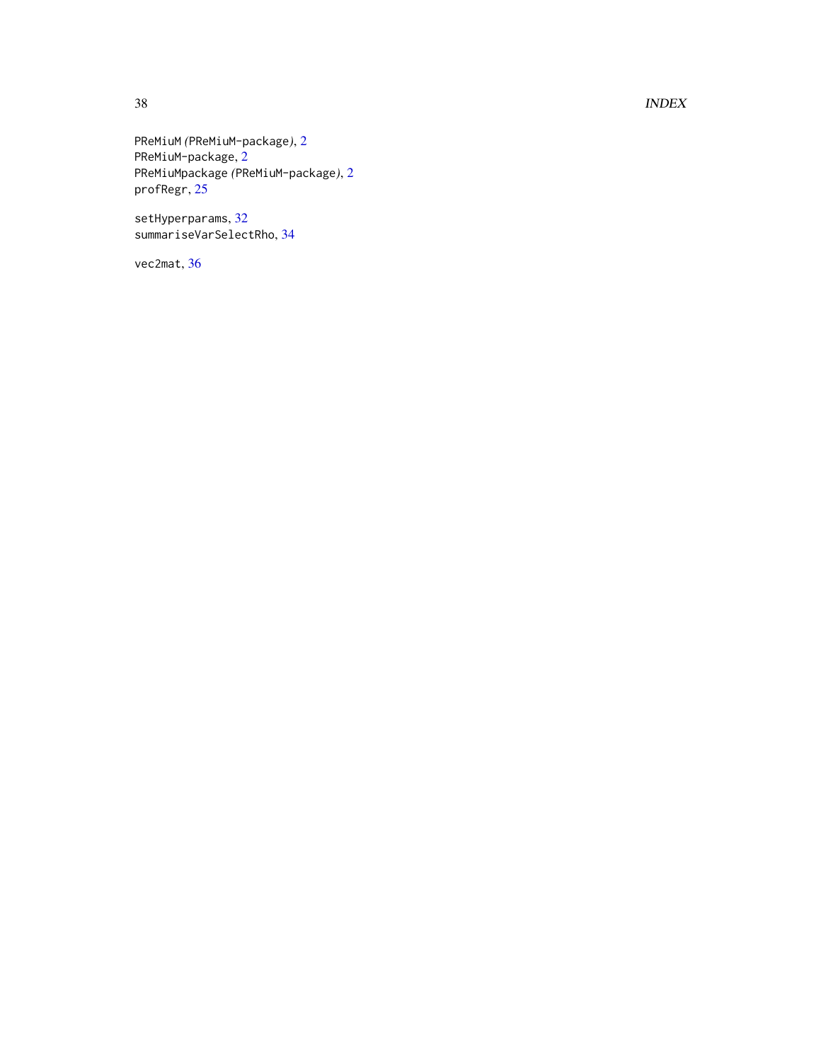PReMiuM (PReMiuM-package), 2
PReMiuM-package, 2
PReMiuMpackage (PReMiuM-package), 2
profRegr, 25

setHyperparams, 32
summariseVarSelectRho, 34

vec2mat, 36